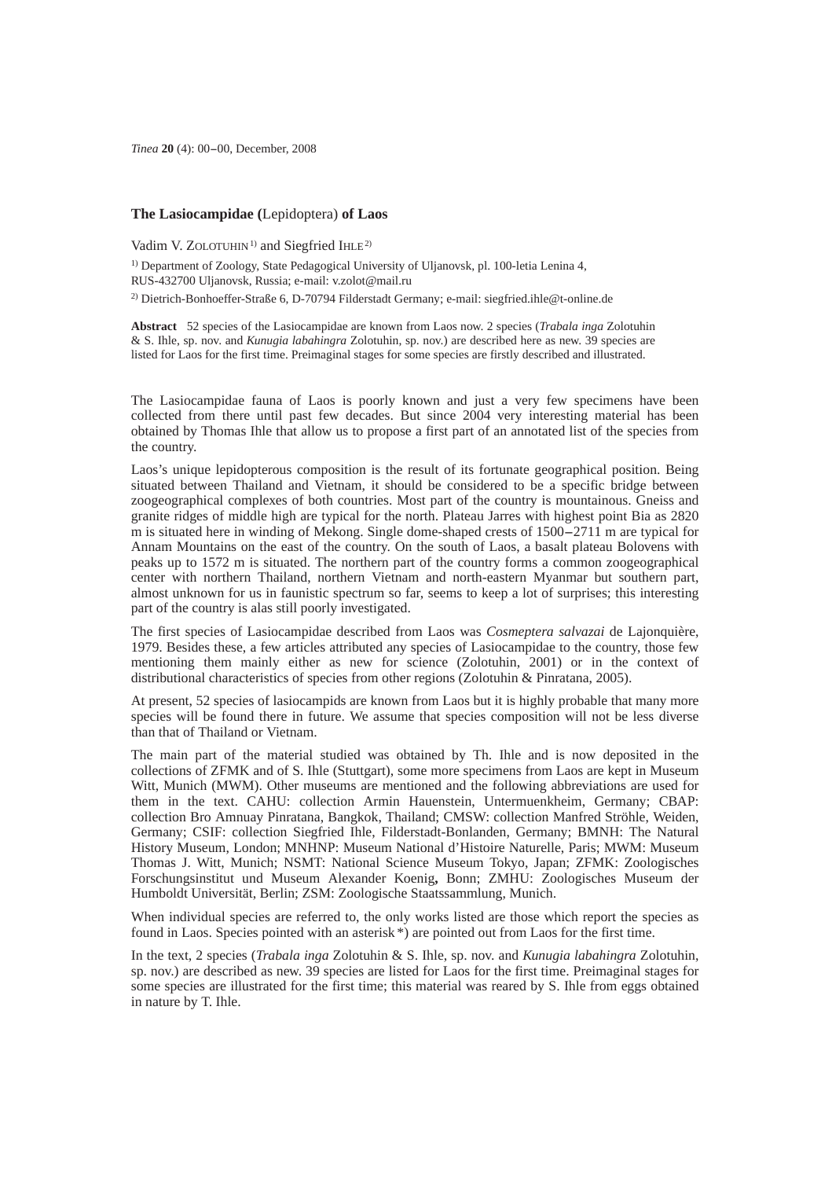# The Lasiocampidae (Lepidoptera) of Laos

Vadim V. ZOLOTUHIN [1)] and Siegfried IHLE [2)]

[1)] Department of Zoology, State Pedagogical University of Uljanovsk, pl. 100-letia Lenina 4, RUS-432700 Uljanovsk, Russia; e-mail: v.zolot@mail.ru

[2)] Dietrich-Bonhoeffer-Straße 6, D-70794 Filderstadt Germany; e-mail: siegfried.ihle@t-online.de

**Abstract** 52 species of the Lasiocampidae are known from Laos now. 2 species (*Trabala inga* Zolotuhin & S. Ihle, sp. nov. and *Kunugia labahingra* Zolotuhin, sp. nov.) are described here as new. 39 species are listed for Laos for the first time. Preimaginal stages for some species are firstly described and illustrated.

The Lasiocampidae fauna of Laos is poorly known and just a very few specimens have been collected from there until past few decades. But since 2004 very interesting material has been obtained by Thomas Ihle that allow us to propose a first part of an annotated list of the species from the country.

Laos's unique lepidopterous composition is the result of its fortunate geographical position. Being situated between Thailand and Vietnam, it should be considered to be a specific bridge between zoogeographical complexes of both countries. Most part of the country is mountainous. Gneiss and granite ridges of middle high are typical for the north. Plateau Jarres with highest point Bia as 2820 m is situated here in winding of Mekong. Single dome-shaped crests of 1500–2711 m are typical for Annam Mountains on the east of the country. On the south of Laos, a basalt plateau Bolovens with peaks up to 1572 m is situated. The northern part of the country forms a common zoogeographical center with northern Thailand, northern Vietnam and north-eastern Myanmar but southern part, almost unknown for us in faunistic spectrum so far, seems to keep a lot of surprises; this interesting part of the country is alas still poorly investigated.

The first species of Lasiocampidae described from Laos was *Cosmeptera salvazai* de Lajonquière, 1979. Besides these, a few articles attributed any species of Lasiocampidae to the country, those few mentioning them mainly either as new for science (Zolotuhin, 2001) or in the context of distributional characteristics of species from other regions (Zolotuhin & Pinratana, 2005).

At present, 52 species of lasiocampids are known from Laos but it is highly probable that many more species will be found there in future. We assume that species composition will not be less diverse than that of Thailand or Vietnam.

The main part of the material studied was obtained by Th. Ihle and is now deposited in the collections of ZFMK and of S. Ihle (Stuttgart), some more specimens from Laos are kept in Museum Witt, Munich (MWM). Other museums are mentioned and the following abbreviations are used for them in the text. CAHU: collection Armin Hauenstein, Untermuenkheim, Germany; CBAP: collection Bro Amnuay Pinratana, Bangkok, Thailand; CMSW: collection Manfred Ströhle, Weiden, Germany; CSIF: collection Siegfried Ihle, Filderstadt-Bonlanden, Germany; BMNH: The Natural History Museum, London; MNHNP: Museum National d'Histoire Naturelle, Paris; MWM: Museum Thomas J. Witt, Munich; NSMT: National Science Museum Tokyo, Japan; ZFMK: Zoologisches Forschungsinstitut und Museum Alexander Koenig**,** Bonn; ZMHU: Zoologisches Museum der Humboldt Universität, Berlin; ZSM: Zoologische Staatssammlung, Munich.

When individual species are referred to, the only works listed are those which report the species as found in Laos. Species pointed with an asterisk *) are pointed out from Laos for the first time.

In the text, 2 species (*Trabala inga* Zolotuhin & S. Ihle, sp. nov. and *Kunugia labahingra* Zolotuhin, sp. nov.) are described as new. 39 species are listed for Laos for the first time. Preimaginal stages for some species are illustrated for the first time; this material was reared by S. Ihle from eggs obtained in nature by T. Ihle.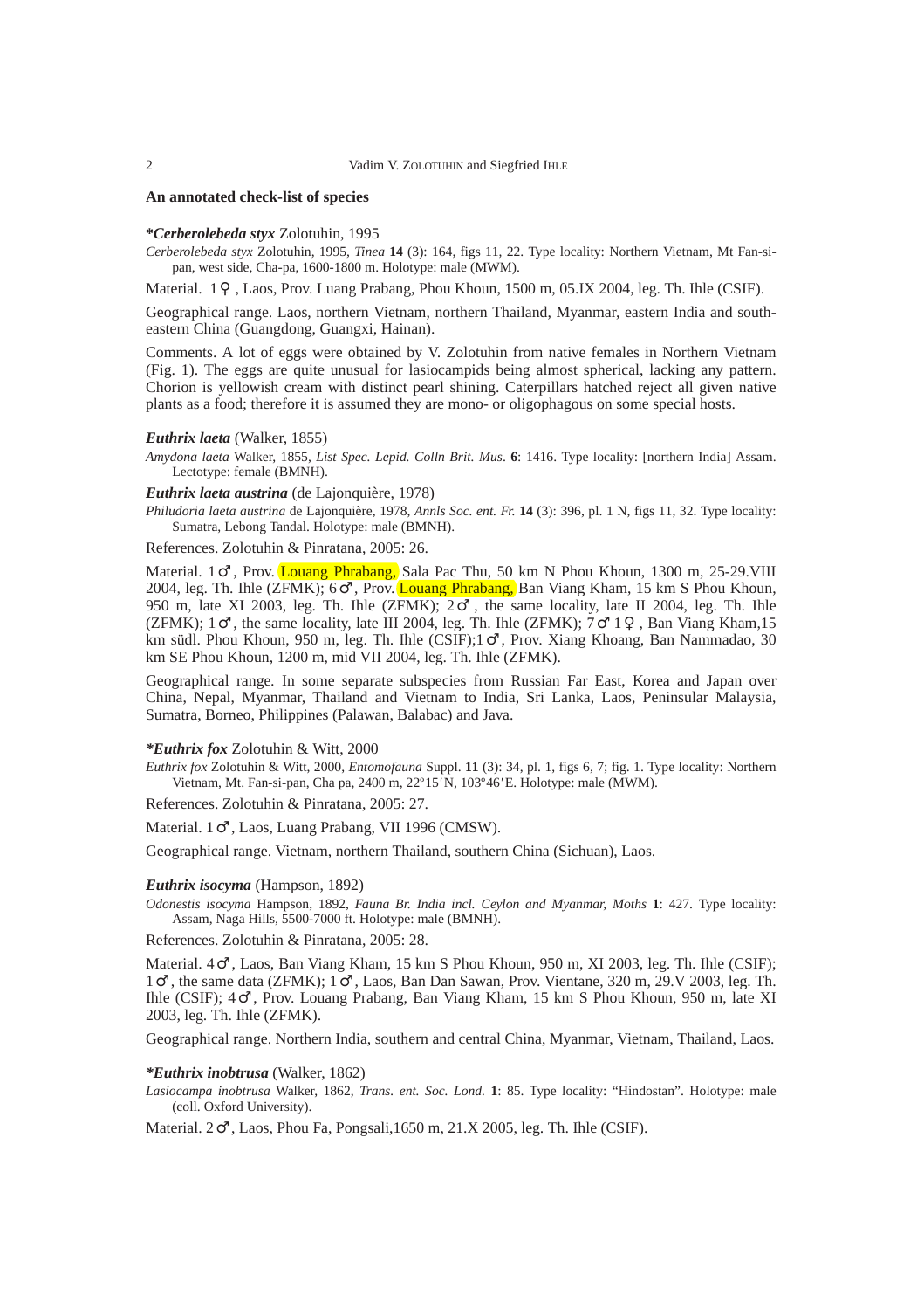## An annotated check-list of species

**\*_Cerberolebeda styx_** Zolotuhin, 1995

*Cerberolebeda styx* Zolotuhin, 1995, *Tinea* **14** (3): 164, figs 11, 22. Type locality: Northern Vietnam, Mt Fan-si-pan, west side, Cha-pa, 1600-1800 m. Holotype: male (MWM).

Material. 1♀, Laos, Prov. Luang Prabang, Phou Khoun, 1500 m, 05.IX 2004, leg. Th. Ihle (CSIF).

Geographical range. Laos, northern Vietnam, northern Thailand, Myanmar, eastern India and south-eastern China (Guangdong, Guangxi, Hainan).

Comments. A lot of eggs were obtained by V. Zolotuhin from native females in Northern Vietnam (Fig. 1). The eggs are quite unusual for lasiocampids being almost spherical, lacking any pattern. Chorion is yellowish cream with distinct pearl shining. Caterpillars hatched reject all given native plants as a food; therefore it is assumed they are mono- or oligophagous on some special hosts.

***Euthrix laeta*** (Walker, 1855)

*Amydona laeta* Walker, 1855, *List Spec. Lepid. Colln Brit. Mus*. **6**: 1416. Type locality: [northern India] Assam. Lectotype: female (BMNH).

***Euthrix laeta austrina*** (de Lajonquière, 1978)

*Philudoria laeta austrina* de Lajonquière, 1978, *Annls Soc. ent. Fr.* **14** (3): 396, pl. 1 N, figs 11, 32. Type locality: Sumatra, Lebong Tandal. Holotype: male (BMNH).

References. Zolotuhin & Pinratana, 2005: 26.

Material. 1♂, Prov. Louang Phrabang, Sala Pac Thu, 50 km N Phou Khoun, 1300 m, 25-29.VIII 2004, leg. Th. Ihle (ZFMK); 6♂, Prov. Louang Phrabang, Ban Viang Kham, 15 km S Phou Khoun, 950 m, late XI 2003, leg. Th. Ihle (ZFMK); 2♂, the same locality, late II 2004, leg. Th. Ihle (ZFMK); 1♂, the same locality, late III 2004, leg. Th. Ihle (ZFMK); 7♂ 1♀, Ban Viang Kham,15 km südl. Phou Khoun, 950 m, leg. Th. Ihle (CSIF);1♂, Prov. Xiang Khoang, Ban Nammadao, 30 km SE Phou Khoun, 1200 m, mid VII 2004, leg. Th. Ihle (ZFMK).

Geographical range. In some separate subspecies from Russian Far East, Korea and Japan over China, Nepal, Myanmar, Thailand and Vietnam to India, Sri Lanka, Laos, Peninsular Malaysia, Sumatra, Borneo, Philippines (Palawan, Balabac) and Java.

**\*_Euthrix fox_** Zolotuhin & Witt, 2000

*Euthrix fox* Zolotuhin & Witt, 2000, *Entomofauna* Suppl. **11** (3): 34, pl. 1, figs 6, 7; fig. 1. Type locality: Northern Vietnam, Mt. Fan-si-pan, Cha pa, 2400 m, 22º15'N, 103º46'E. Holotype: male (MWM).

References. Zolotuhin & Pinratana, 2005: 27.

Material. 1♂, Laos, Luang Prabang, VII 1996 (CMSW).

Geographical range. Vietnam, northern Thailand, southern China (Sichuan), Laos.

***Euthrix isocyma*** (Hampson, 1892)

*Odonestis isocyma* Hampson, 1892, *Fauna Br. India incl. Ceylon and Myanmar, Moths* **1**: 427. Type locality: Assam, Naga Hills, 5500-7000 ft. Holotype: male (BMNH).

References. Zolotuhin & Pinratana, 2005: 28.

Material. 4♂, Laos, Ban Viang Kham, 15 km S Phou Khoun, 950 m, XI 2003, leg. Th. Ihle (CSIF); 1♂, the same data (ZFMK); 1♂, Laos, Ban Dan Sawan, Prov. Vientane, 320 m, 29.V 2003, leg. Th. Ihle (CSIF); 4♂, Prov. Louang Prabang, Ban Viang Kham, 15 km S Phou Khoun, 950 m, late XI 2003, leg. Th. Ihle (ZFMK).

Geographical range. Northern India, southern and central China, Myanmar, Vietnam, Thailand, Laos.

**\*_Euthrix inobtrusa_** (Walker, 1862)

*Lasiocampa inobtrusa* Walker, 1862, *Trans. ent. Soc. Lond.* **1**: 85. Type locality: "Hindostan". Holotype: male (coll. Oxford University).

Material. 2♂, Laos, Phou Fa, Pongsali,1650 m, 21.X 2005, leg. Th. Ihle (CSIF).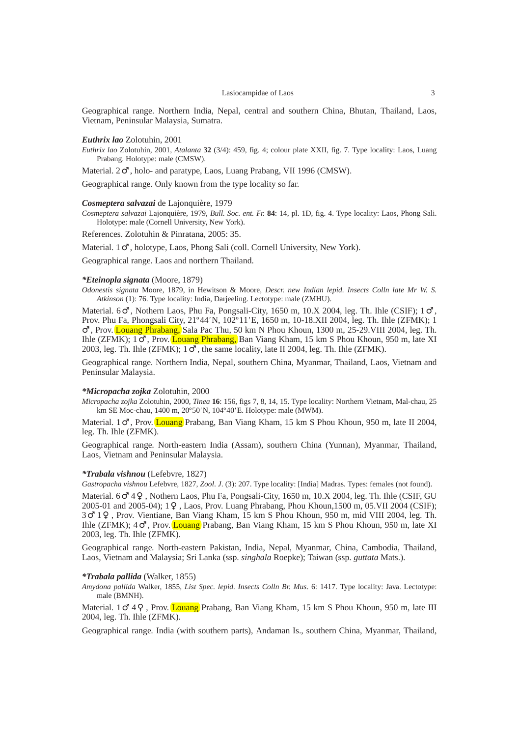Geographical range. Northern India, Nepal, central and southern China, Bhutan, Thailand, Laos, Vietnam, Peninsular Malaysia, Sumatra.

***Euthrix lao*** Zolotuhin, 2001

*Euthrix lao* Zolotuhin, 2001, *Atalanta* **32** (3/4): 459, fig. 4; colour plate XXII, fig. 7. Type locality: Laos, Luang Prabang. Holotype: male (CMSW).

Material. 2♂, holo- and paratype, Laos, Luang Prabang, VII 1996 (CMSW).

Geographical range. Only known from the type locality so far.

***Cosmeptera salvazai*** de Lajonquière, 1979

*Cosmeptera salvazai* Lajonquière, 1979, *Bull. Soc. ent. Fr.* **84**: 14, pl. 1D, fig. 4. Type locality: Laos, Phong Sali. Holotype: male (Cornell University, New York).

References. Zolotuhin & Pinratana, 2005: 35.

Material. 1♂, holotype, Laos, Phong Sali (coll. Cornell University, New York).

Geographical range. Laos and northern Thailand.

***\*Eteinopla signata*** (Moore, 1879)

*Odonestis signata* Moore, 1879, in Hewitson & Moore, *Descr. new Indian lepid. Insects Colln late Mr W. S. Atkinson* (1): 76. Type locality: India, Darjeeling. Lectotype: male (ZMHU).

Material. 6♂, Nothern Laos, Phu Fa, Pongsali-City, 1650 m, 10.X 2004, leg. Th. Ihle (CSIF); 1♂, Prov. Phu Fa, Phongsali City, 21º44′N, 102º11′E, 1650 m, 10-18.XII 2004, leg. Th. Ihle (ZFMK); 1♂, Prov. Louang Phrabang, Sala Pac Thu, 50 km N Phou Khoun, 1300 m, 25-29.VIII 2004, leg. Th. Ihle (ZFMK); 1♂, Prov. Louang Phrabang, Ban Viang Kham, 15 km S Phou Khoun, 950 m, late XI 2003, leg. Th. Ihle (ZFMK); 1♂, the same locality, late II 2004, leg. Th. Ihle (ZFMK).

Geographical range. Northern India, Nepal, southern China, Myanmar, Thailand, Laos, Vietnam and Peninsular Malaysia.

***\*Micropacha zojka*** Zolotuhin, 2000

*Micropacha zojka* Zolotuhin, 2000, *Tinea* **16**: 156, figs 7, 8, 14, 15. Type locality: Northern Vietnam, Mal-chau, 25 km SE Moc-chau, 1400 m, 20º50′N, 104º40′E. Holotype: male (MWM).

Material. 1♂, Prov. Louang Prabang, Ban Viang Kham, 15 km S Phou Khoun, 950 m, late II 2004, leg. Th. Ihle (ZFMK).

Geographical range. North-eastern India (Assam), southern China (Yunnan), Myanmar, Thailand, Laos, Vietnam and Peninsular Malaysia.

***\*Trabala vishnou*** (Lefebvre, 1827)

*Gastropacha vishnou* Lefebvre, 1827, *Zool. J.* (3): 207. Type locality: [India] Madras. Types: females (not found).

Material. 6♂ 4♀, Nothern Laos, Phu Fa, Pongsali-City, 1650 m, 10.X 2004, leg. Th. Ihle (CSIF, GU 2005-01 and 2005-04); 1♀, Laos, Prov. Luang Phrabang, Phou Khoun,1500 m, 05.VII 2004 (CSIF); 3♂ 1♀, Prov. Vientiane, Ban Viang Kham, 15 km S Phou Khoun, 950 m, mid VIII 2004, leg. Th. Ihle (ZFMK); 4♂, Prov. Louang Prabang, Ban Viang Kham, 15 km S Phou Khoun, 950 m, late XI 2003, leg. Th. Ihle (ZFMK).

Geographical range. North-eastern Pakistan, India, Nepal, Myanmar, China, Cambodia, Thailand, Laos, Vietnam and Malaysia; Sri Lanka (ssp. *singhala* Roepke); Taiwan (ssp. *guttata* Mats.).

***\*Trabala pallida*** (Walker, 1855)

*Amydona pallida* Walker, 1855, *List Spec. lepid. Insects Colln Br. Mus*. 6: 1417. Type locality: Java. Lectotype: male (BMNH).

Material. 1♂ 4♀, Prov. Louang Prabang, Ban Viang Kham, 15 km S Phou Khoun, 950 m, late III 2004, leg. Th. Ihle (ZFMK).

Geographical range. India (with southern parts), Andaman Is., southern China, Myanmar, Thailand,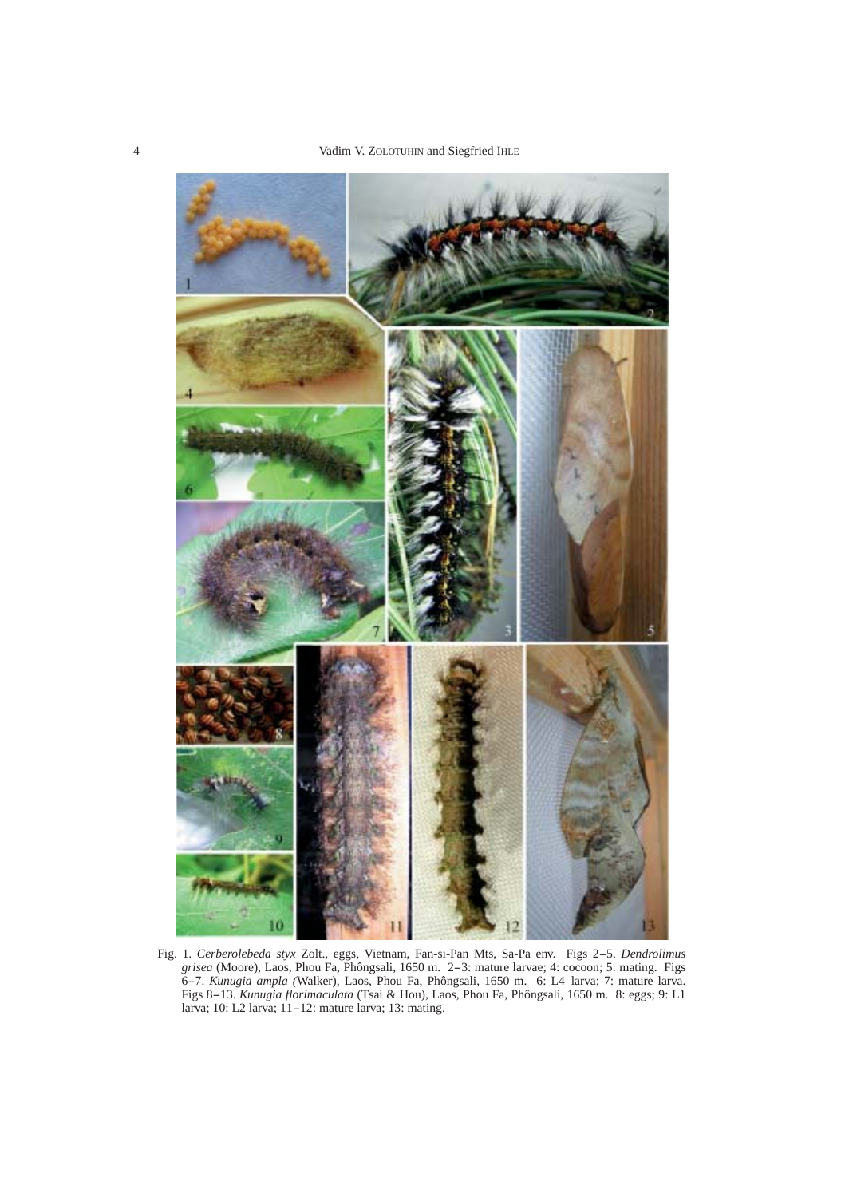Fig. 1. *Cerberolebeda styx* Zolt., eggs, Vietnam, Fan-si-Pan Mts, Sa-Pa env. Figs 2–5. *Dendrolimus grisea* (Moore), Laos, Phou Fa, Phôngsali, 1650 m. 2–3: mature larvae; 4: cocoon; 5: mating. Figs 6–7. *Kunugia ampla (*Walker), Laos, Phou Fa, Phôngsali, 1650 m. 6: L4 larva; 7: mature larva. Figs 8–13. *Kunugia florimaculata* (Tsai & Hou), Laos, Phou Fa, Phôngsali, 1650 m. 8: eggs; 9: L1 larva; 10: L2 larva; 11–12: mature larva; 13: mating.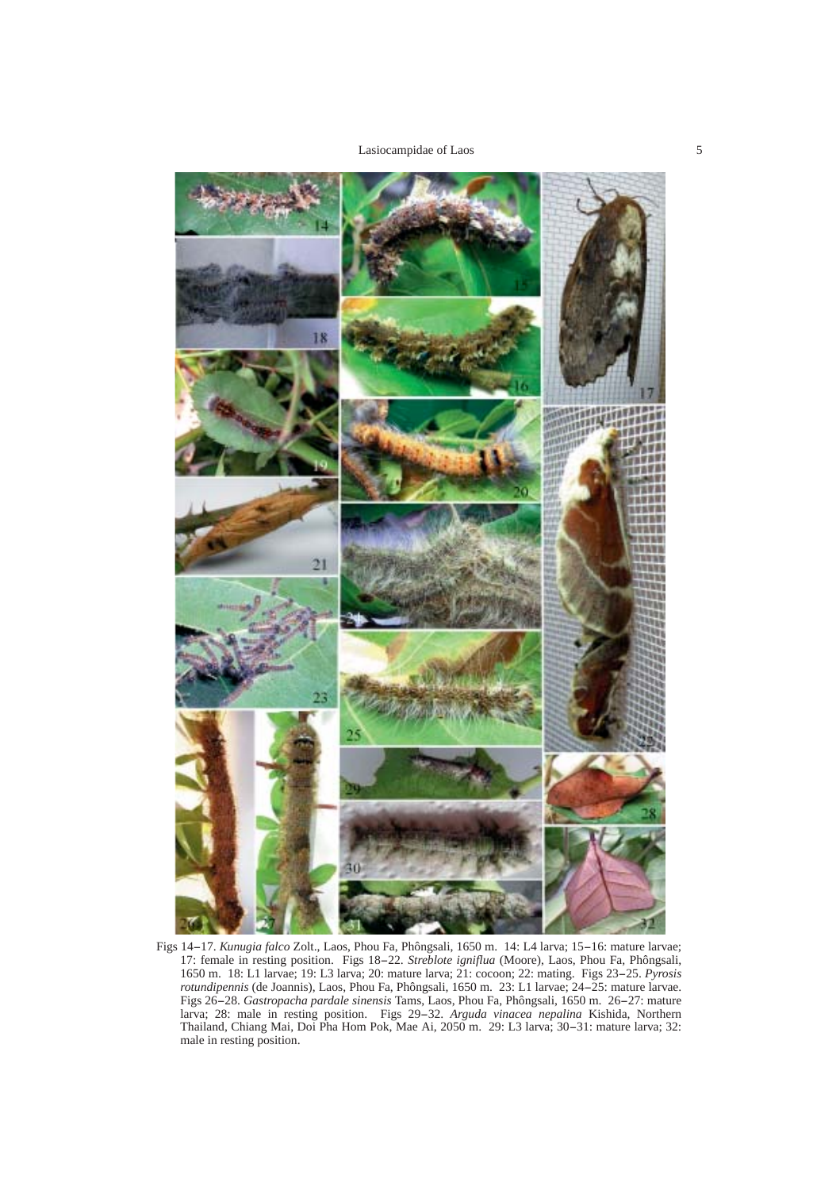Figs 14–17. *Kunugia falco* Zolt., Laos, Phou Fa, Phôngsali, 1650 m. 14: L4 larva; 15–16: mature larvae; 17: female in resting position. Figs 18–22. *Streblote igniflua* (Moore), Laos, Phou Fa, Phôngsali, 1650 m. 18: L1 larvae; 19: L3 larva; 20: mature larva; 21: cocoon; 22: mating. Figs 23–25. *Pyrosis rotundipennis* (de Joannis), Laos, Phou Fa, Phôngsali, 1650 m. 23: L1 larvae; 24–25: mature larvae. Figs 26–28. *Gastropacha pardale sinensis* Tams, Laos, Phou Fa, Phôngsali, 1650 m. 26–27: mature larva; 28: male in resting position. Figs 29–32. *Arguda vinacea nepalina* Kishida, Northern Thailand, Chiang Mai, Doi Pha Hom Pok, Mae Ai, 2050 m. 29: L3 larva; 30–31: mature larva; 32: male in resting position.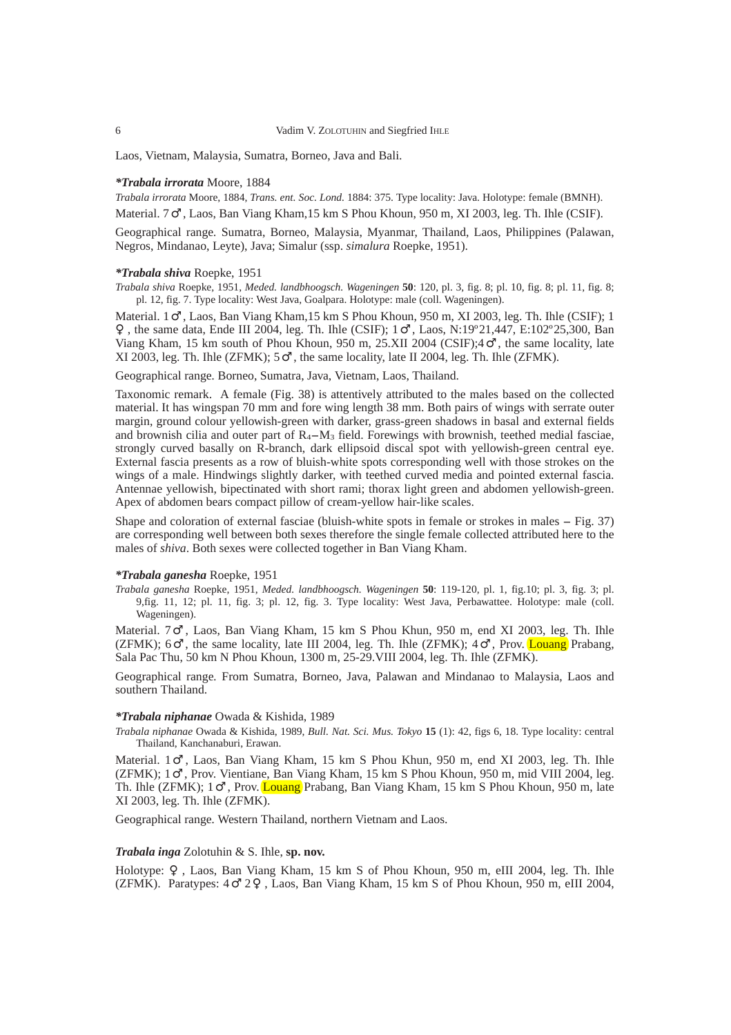Laos, Vietnam, Malaysia, Sumatra, Borneo, Java and Bali.

***Trabala irrorata** Moore, 1884*

*Trabala irrorata* Moore, 1884, *Trans. ent. Soc. Lond.* 1884: 375. Type locality: Java. Holotype: female (BMNH).

Material. 7♂, Laos, Ban Viang Kham,15 km S Phou Khoun, 950 m, XI 2003, leg. Th. Ihle (CSIF).

Geographical range. Sumatra, Borneo, Malaysia, Myanmar, Thailand, Laos, Philippines (Palawan, Negros, Mindanao, Leyte), Java; Simalur (ssp. *simalura* Roepke, 1951).

***Trabala shiva** Roepke, 1951*

*Trabala shiva* Roepke, 1951, *Meded. landbhoogsch. Wageningen* **50**: 120, pl. 3, fig. 8; pl. 10, fig. 8; pl. 11, fig. 8; pl. 12, fig. 7. Type locality: West Java, Goalpara. Holotype: male (coll. Wageningen).

Material. 1♂, Laos, Ban Viang Kham,15 km S Phou Khoun, 950 m, XI 2003, leg. Th. Ihle (CSIF); 1♀, the same data, Ende III 2004, leg. Th. Ihle (CSIF); 1♂, Laos, N:19º21,447, E:102º25,300, Ban Viang Kham, 15 km south of Phou Khoun, 950 m, 25.XII 2004 (CSIF);4♂, the same locality, late XI 2003, leg. Th. Ihle (ZFMK); 5♂, the same locality, late II 2004, leg. Th. Ihle (ZFMK).

Geographical range. Borneo, Sumatra, Java, Vietnam, Laos, Thailand.

Taxonomic remark. A female (Fig. 38) is attentively attributed to the males based on the collected material. It has wingspan 70 mm and fore wing length 38 mm. Both pairs of wings with serrate outer margin, ground colour yellowish-green with darker, grass-green shadows in basal and external fields and brownish cilia and outer part of $R_4$–$M_3$ field. Forewings with brownish, teethed medial fasciae, strongly curved basally on R-branch, dark ellipsoid discal spot with yellowish-green central eye. External fascia presents as a row of bluish-white spots corresponding well with those strokes on the wings of a male. Hindwings slightly darker, with teethed curved media and pointed external fascia. Antennae yellowish, bipectinated with short rami; thorax light green and abdomen yellowish-green. Apex of abdomen bears compact pillow of cream-yellow hair-like scales.

Shape and coloration of external fasciae (bluish-white spots in female or strokes in males – Fig. 37) are corresponding well between both sexes therefore the single female collected attributed here to the males of *shiva*. Both sexes were collected together in Ban Viang Kham.

***Trabala ganesha** Roepke, 1951*

*Trabala ganesha* Roepke, 1951, *Meded. landbhoogsch. Wageningen* **50**: 119-120, pl. 1, fig.10; pl. 3, fig. 3; pl. 9,fig. 11, 12; pl. 11, fig. 3; pl. 12, fig. 3. Type locality: West Java, Perbawattee. Holotype: male (coll. Wageningen).

Material. 7♂, Laos, Ban Viang Kham, 15 km S Phou Khun, 950 m, end XI 2003, leg. Th. Ihle (ZFMK); 6♂, the same locality, late III 2004, leg. Th. Ihle (ZFMK); 4♂, Prov. Louang Prabang, Sala Pac Thu, 50 km N Phou Khoun, 1300 m, 25-29.VIII 2004, leg. Th. Ihle (ZFMK).

Geographical range. From Sumatra, Borneo, Java, Palawan and Mindanao to Malaysia, Laos and southern Thailand.

***Trabala niphanae** Owada & Kishida, 1989*

*Trabala niphanae* Owada & Kishida, 1989, *Bull. Nat. Sci. Mus. Tokyo* **15** (1): 42, figs 6, 18. Type locality: central Thailand, Kanchanaburi, Erawan.

Material. 1♂, Laos, Ban Viang Kham, 15 km S Phou Khun, 950 m, end XI 2003, leg. Th. Ihle (ZFMK); 1♂, Prov. Vientiane, Ban Viang Kham, 15 km S Phou Khoun, 950 m, mid VIII 2004, leg. Th. Ihle (ZFMK); 1♂, Prov. Louang Prabang, Ban Viang Kham, 15 km S Phou Khoun, 950 m, late XI 2003, leg. Th. Ihle (ZFMK).

Geographical range. Western Thailand, northern Vietnam and Laos.

***Trabala inga*** Zolotuhin & S. Ihle, **sp. nov.**

Holotype: ♀, Laos, Ban Viang Kham, 15 km S of Phou Khoun, 950 m, eIII 2004, leg. Th. Ihle (ZFMK). Paratypes: 4♂ 2♀, Laos, Ban Viang Kham, 15 km S of Phou Khoun, 950 m, eIII 2004,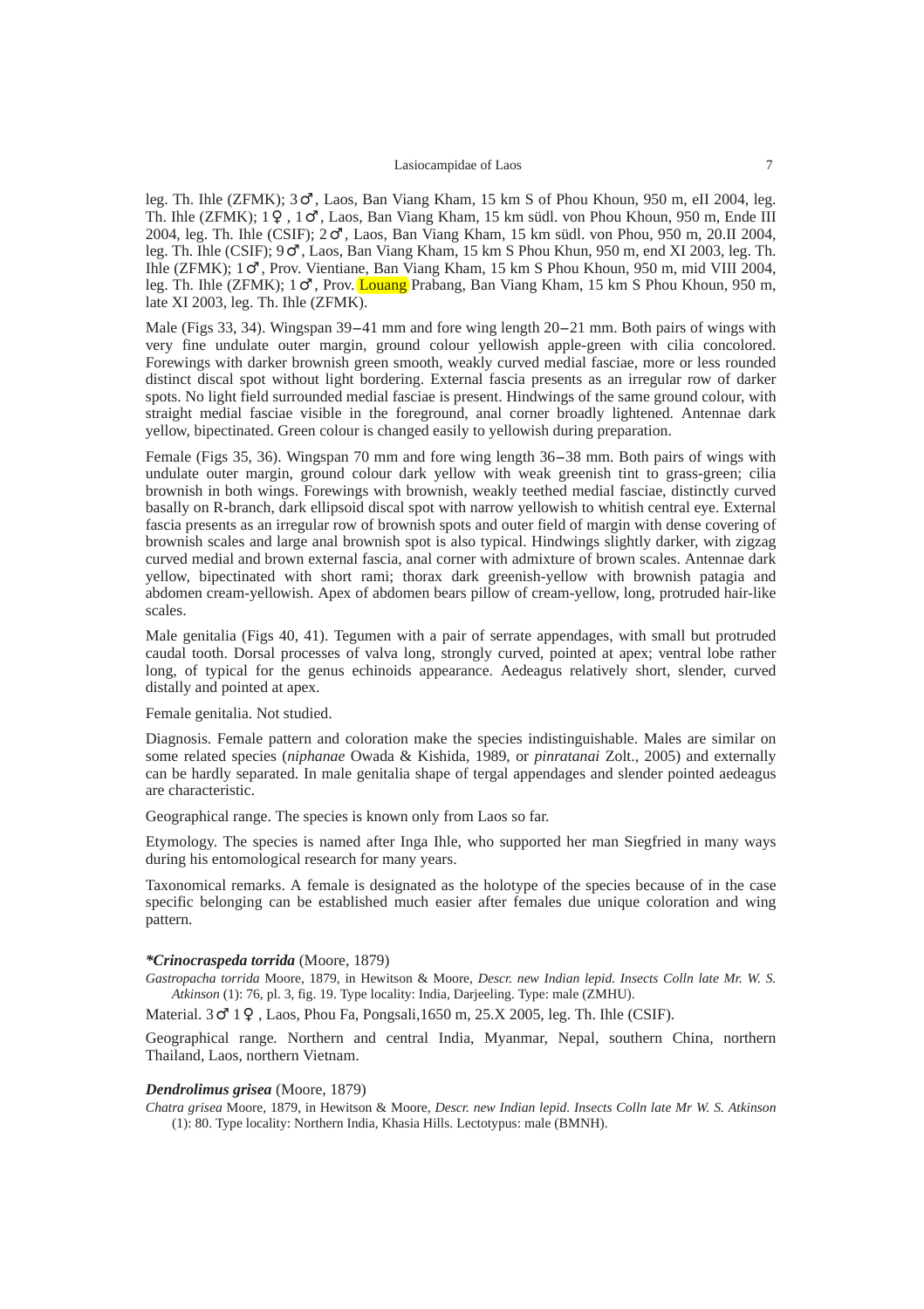leg. Th. Ihle (ZFMK); 3♂, Laos, Ban Viang Kham, 15 km S of Phou Khoun, 950 m, eII 2004, leg. Th. Ihle (ZFMK); 1♀, 1♂, Laos, Ban Viang Kham, 15 km südl. von Phou Khoun, 950 m, Ende III 2004, leg. Th. Ihle (CSIF); 2♂, Laos, Ban Viang Kham, 15 km südl. von Phou, 950 m, 20.II 2004, leg. Th. Ihle (CSIF); 9♂, Laos, Ban Viang Kham, 15 km S Phou Khun, 950 m, end XI 2003, leg. Th. Ihle (ZFMK); 1♂, Prov. Vientiane, Ban Viang Kham, 15 km S Phou Khoun, 950 m, mid VIII 2004, leg. Th. Ihle (ZFMK); 1♂, Prov. Louang Prabang, Ban Viang Kham, 15 km S Phou Khoun, 950 m, late XI 2003, leg. Th. Ihle (ZFMK).

Male (Figs 33, 34). Wingspan 39–41 mm and fore wing length 20–21 mm. Both pairs of wings with very fine undulate outer margin, ground colour yellowish apple-green with cilia concolored. Forewings with darker brownish green smooth, weakly curved medial fasciae, more or less rounded distinct discal spot without light bordering. External fascia presents as an irregular row of darker spots. No light field surrounded medial fasciae is present. Hindwings of the same ground colour, with straight medial fasciae visible in the foreground, anal corner broadly lightened. Antennae dark yellow, bipectinated. Green colour is changed easily to yellowish during preparation.

Female (Figs 35, 36). Wingspan 70 mm and fore wing length 36–38 mm. Both pairs of wings with undulate outer margin, ground colour dark yellow with weak greenish tint to grass-green; cilia brownish in both wings. Forewings with brownish, weakly teethed medial fasciae, distinctly curved basally on R-branch, dark ellipsoid discal spot with narrow yellowish to whitish central eye. External fascia presents as an irregular row of brownish spots and outer field of margin with dense covering of brownish scales and large anal brownish spot is also typical. Hindwings slightly darker, with zigzag curved medial and brown external fascia, anal corner with admixture of brown scales. Antennae dark yellow, bipectinated with short rami; thorax dark greenish-yellow with brownish patagia and abdomen cream-yellowish. Apex of abdomen bears pillow of cream-yellow, long, protruded hair-like scales.

Male genitalia (Figs 40, 41). Tegumen with a pair of serrate appendages, with small but protruded caudal tooth. Dorsal processes of valva long, strongly curved, pointed at apex; ventral lobe rather long, of typical for the genus echinoids appearance. Aedeagus relatively short, slender, curved distally and pointed at apex.

Female genitalia. Not studied.

Diagnosis. Female pattern and coloration make the species indistinguishable. Males are similar on some related species (*niphanae* Owada & Kishida, 1989, or *pinratanai* Zolt., 2005) and externally can be hardly separated. In male genitalia shape of tergal appendages and slender pointed aedeagus are characteristic.

Geographical range. The species is known only from Laos so far.

Etymology. The species is named after Inga Ihle, who supported her man Siegfried in many ways during his entomological research for many years.

Taxonomical remarks. A female is designated as the holotype of the species because of in the case specific belonging can be established much easier after females due unique coloration and wing pattern.

***Crinocraspeda torrida** (Moore, 1879)

*Gastropacha torrida* Moore, 1879, in Hewitson & Moore, *Descr. new Indian lepid. Insects Colln late Mr. W. S. Atkinson* (1): 76, pl. 3, fig. 19. Type locality: India, Darjeeling. Type: male (ZMHU).

Material. 3♂ 1♀, Laos, Phou Fa, Pongsali,1650 m, 25.X 2005, leg. Th. Ihle (CSIF).

Geographical range. Northern and central India, Myanmar, Nepal, southern China, northern Thailand, Laos, northern Vietnam.

***Dendrolimus grisea*** (Moore, 1879)

*Chatra grisea* Moore, 1879, in Hewitson & Moore, *Descr. new Indian lepid. Insects Colln late Mr W. S. Atkinson* (1): 80. Type locality: Northern India, Khasia Hills. Lectotypus: male (BMNH).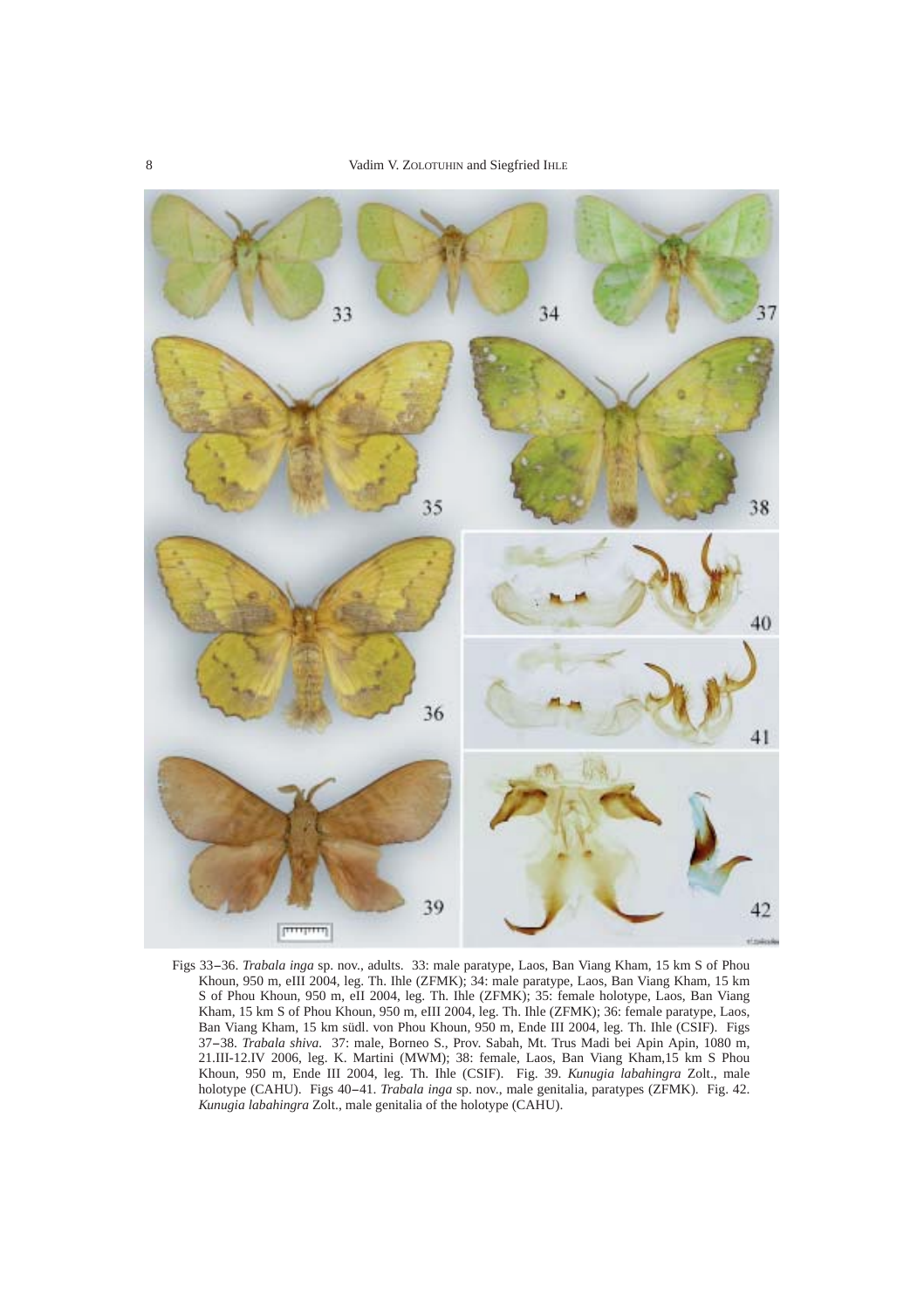Figs 33–36. *Trabala inga* sp. nov., adults. 33: male paratype, Laos, Ban Viang Kham, 15 km S of Phou Khoun, 950 m, eIII 2004, leg. Th. Ihle (ZFMK); 34: male paratype, Laos, Ban Viang Kham, 15 km S of Phou Khoun, 950 m, eII 2004, leg. Th. Ihle (ZFMK); 35: female holotype, Laos, Ban Viang Kham, 15 km S of Phou Khoun, 950 m, eIII 2004, leg. Th. Ihle (ZFMK); 36: female paratype, Laos, Ban Viang Kham, 15 km südl. von Phou Khoun, 950 m, Ende III 2004, leg. Th. Ihle (CSIF). Figs 37–38. *Trabala shiva*. 37: male, Borneo S., Prov. Sabah, Mt. Trus Madi bei Apin Apin, 1080 m, 21.III-12.IV 2006, leg. K. Martini (MWM); 38: female, Laos, Ban Viang Kham,15 km S Phou Khoun, 950 m, Ende III 2004, leg. Th. Ihle (CSIF). Fig. 39. *Kunugia labahingra* Zolt., male holotype (CAHU). Figs 40–41. *Trabala inga* sp. nov., male genitalia, paratypes (ZFMK). Fig. 42. *Kunugia labahingra* Zolt., male genitalia of the holotype (CAHU).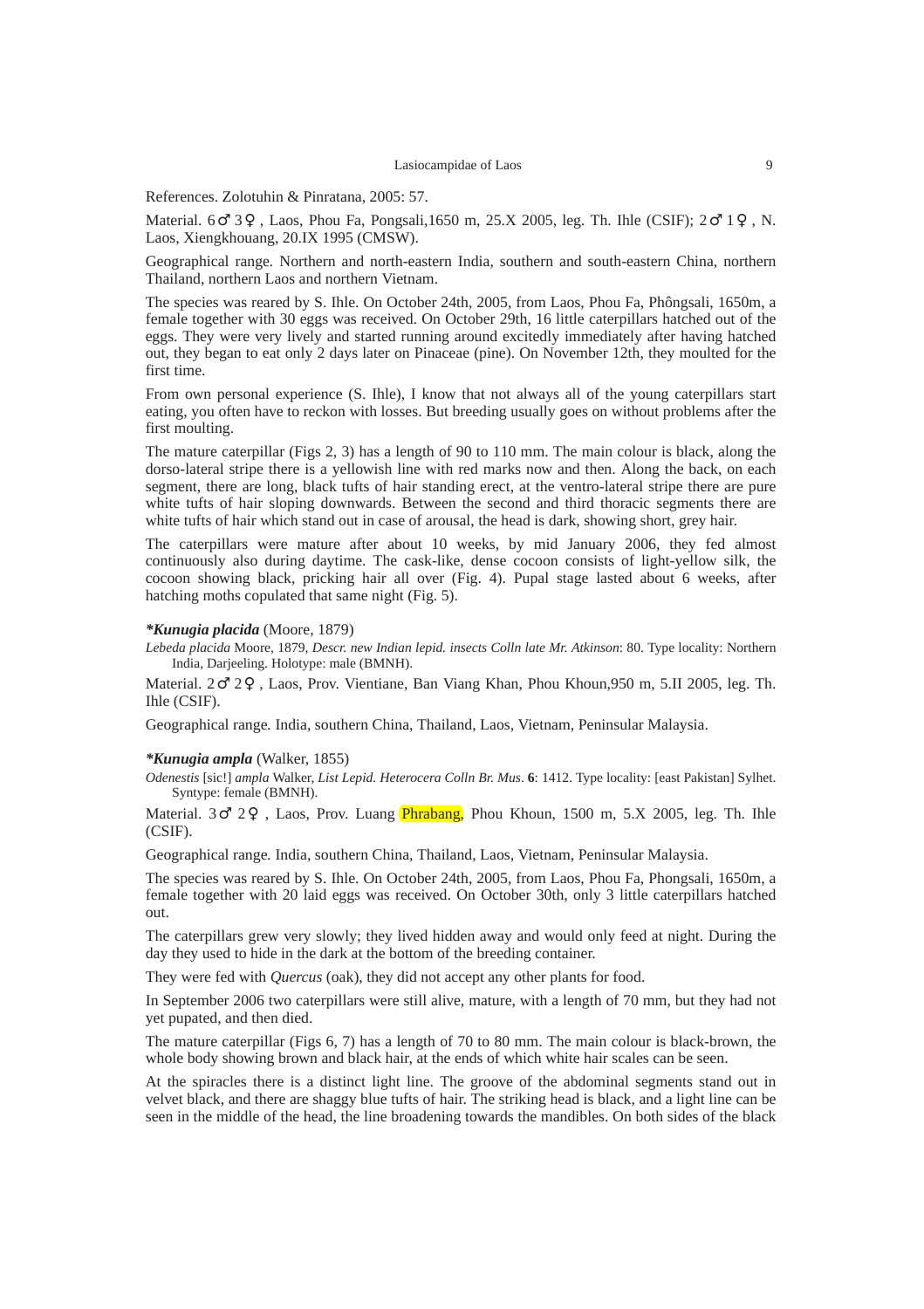References. Zolotuhin & Pinratana, 2005: 57.

Material. 6♂ 3♀, Laos, Phou Fa, Pongsali,1650 m, 25.X 2005, leg. Th. Ihle (CSIF); 2♂ 1♀, N. Laos, Xiengkhouang, 20.IX 1995 (CMSW).

Geographical range. Northern and north-eastern India, southern and south-eastern China, northern Thailand, northern Laos and northern Vietnam.

The species was reared by S. Ihle. On October 24th, 2005, from Laos, Phou Fa, Phôngsali, 1650m, a female together with 30 eggs was received. On October 29th, 16 little caterpillars hatched out of the eggs. They were very lively and started running around excitedly immediately after having hatched out, they began to eat only 2 days later on Pinaceae (pine). On November 12th, they moulted for the first time.

From own personal experience (S. Ihle), I know that not always all of the young caterpillars start eating, you often have to reckon with losses. But breeding usually goes on without problems after the first moulting.

The mature caterpillar (Figs 2, 3) has a length of 90 to 110 mm. The main colour is black, along the dorso-lateral stripe there is a yellowish line with red marks now and then. Along the back, on each segment, there are long, black tufts of hair standing erect, at the ventro-lateral stripe there are pure white tufts of hair sloping downwards. Between the second and third thoracic segments there are white tufts of hair which stand out in case of arousal, the head is dark, showing short, grey hair.

The caterpillars were mature after about 10 weeks, by mid January 2006, they fed almost continuously also during daytime. The cask-like, dense cocoon consists of light-yellow silk, the cocoon showing black, pricking hair all over (Fig. 4). Pupal stage lasted about 6 weeks, after hatching moths copulated that same night (Fig. 5).

***Kunugia placida*** (Moore, 1879)

*Lebeda placida* Moore, 1879, *Descr. new Indian lepid. insects Colln late Mr. Atkinson*: 80. Type locality: Northern India, Darjeeling. Holotype: male (BMNH).

Material. 2♂ 2♀, Laos, Prov. Vientiane, Ban Viang Khan, Phou Khoun,950 m, 5.II 2005, leg. Th. Ihle (CSIF).

Geographical range*.* India, southern China, Thailand, Laos, Vietnam, Peninsular Malaysia.

***Kunugia ampla*** (Walker, 1855)

*Odenestis* [sic!] *ampla* Walker, *List Lepid. Heterocera Colln Br. Mus*. **6**: 1412. Type locality: [east Pakistan] Sylhet. Syntype: female (BMNH).

Material. 3♂ 2♀, Laos, Prov. Luang Phrabang, Phou Khoun, 1500 m, 5.X 2005, leg. Th. Ihle (CSIF).

Geographical range*.* India, southern China, Thailand, Laos, Vietnam, Peninsular Malaysia.

The species was reared by S. Ihle. On October 24th, 2005, from Laos, Phou Fa, Phongsali, 1650m, a female together with 20 laid eggs was received. On October 30th, only 3 little caterpillars hatched out.

The caterpillars grew very slowly; they lived hidden away and would only feed at night. During the day they used to hide in the dark at the bottom of the breeding container.

They were fed with *Quercus* (oak), they did not accept any other plants for food.

In September 2006 two caterpillars were still alive, mature, with a length of 70 mm, but they had not yet pupated, and then died.

The mature caterpillar (Figs 6, 7) has a length of 70 to 80 mm. The main colour is black-brown, the whole body showing brown and black hair, at the ends of which white hair scales can be seen.

At the spiracles there is a distinct light line. The groove of the abdominal segments stand out in velvet black, and there are shaggy blue tufts of hair. The striking head is black, and a light line can be seen in the middle of the head, the line broadening towards the mandibles. On both sides of the black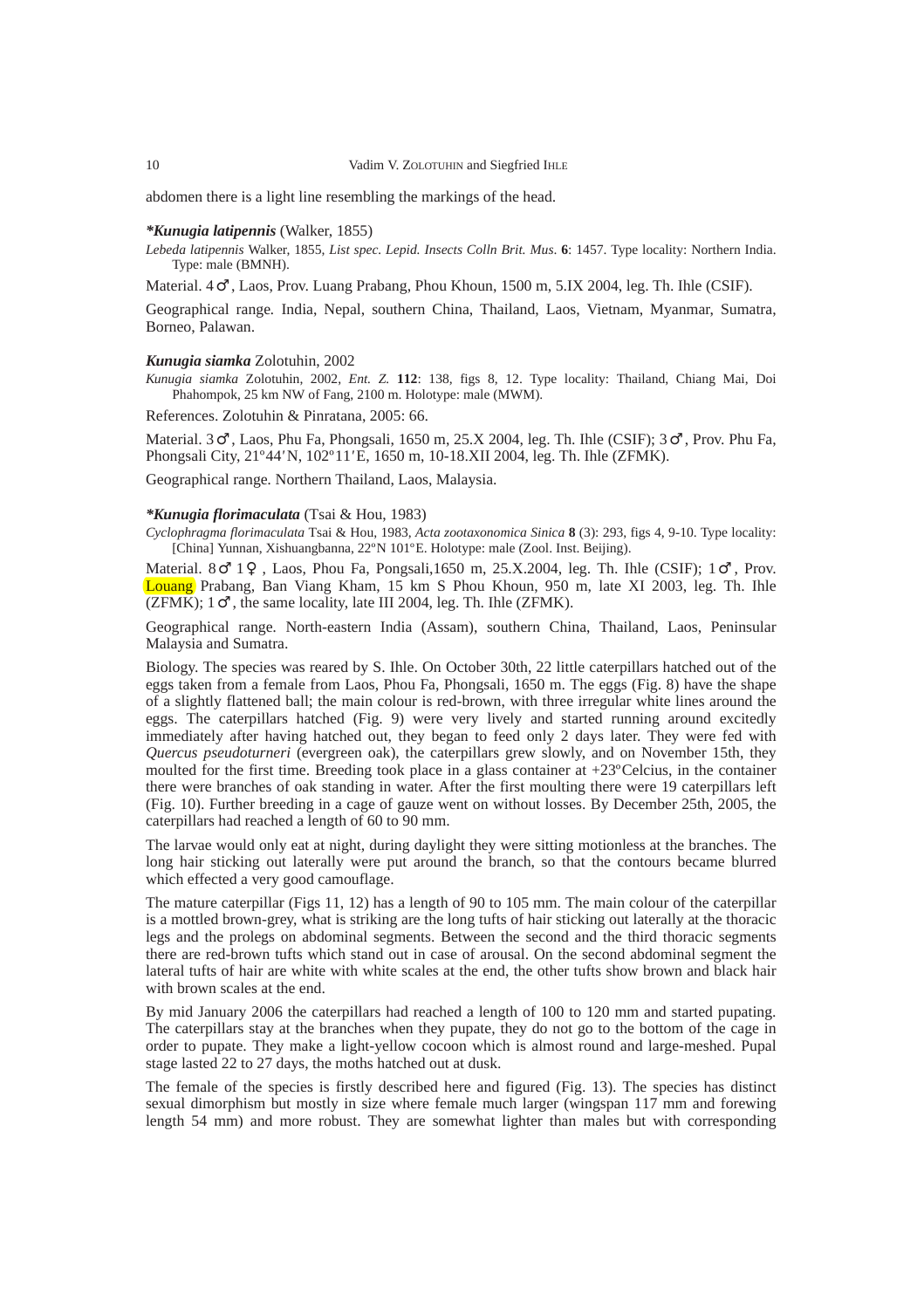abdomen there is a light line resembling the markings of the head.

***Kunugia latipennis*** (Walker, 1855)

*Lebeda latipennis* Walker, 1855, *List spec. Lepid. Insects Colln Brit. Mus.* **6**: 1457. Type locality: Northern India. Type: male (BMNH).

Material. 4♂, Laos, Prov. Luang Prabang, Phou Khoun, 1500 m, 5.IX 2004, leg. Th. Ihle (CSIF).

Geographical range. India, Nepal, southern China, Thailand, Laos, Vietnam, Myanmar, Sumatra, Borneo, Palawan.

***Kunugia siamka*** Zolotuhin, 2002

*Kunugia siamka* Zolotuhin, 2002, *Ent. Z.* **112**: 138, figs 8, 12. Type locality: Thailand, Chiang Mai, Doi Phahompok, 25 km NW of Fang, 2100 m. Holotype: male (MWM).

References. Zolotuhin & Pinratana, 2005: 66.

Material. 3♂, Laos, Phu Fa, Phongsali, 1650 m, 25.X 2004, leg. Th. Ihle (CSIF); 3♂, Prov. Phu Fa, Phongsali City, 21°44′N, 102°11′E, 1650 m, 10-18.XII 2004, leg. Th. Ihle (ZFMK).

Geographical range. Northern Thailand, Laos, Malaysia.

***Kunugia florimaculata*** (Tsai & Hou, 1983)

*Cyclophragma florimaculata* Tsai & Hou, 1983, *Acta zootaxonomica Sinica* **8** (3): 293, figs 4, 9-10. Type locality: [China] Yunnan, Xishuangbanna, 22°N 101°E. Holotype: male (Zool. Inst. Beijing).

Material. 8♂ 1♀, Laos, Phou Fa, Pongsali,1650 m, 25.X.2004, leg. Th. Ihle (CSIF); 1♂, Prov. Louang Prabang, Ban Viang Kham, 15 km S Phou Khoun, 950 m, late XI 2003, leg. Th. Ihle (ZFMK); 1♂, the same locality, late III 2004, leg. Th. Ihle (ZFMK).

Geographical range. North-eastern India (Assam), southern China, Thailand, Laos, Peninsular Malaysia and Sumatra.

Biology. The species was reared by S. Ihle. On October 30th, 22 little caterpillars hatched out of the eggs taken from a female from Laos, Phou Fa, Phongsali, 1650 m. The eggs (Fig. 8) have the shape of a slightly flattened ball; the main colour is red-brown, with three irregular white lines around the eggs. The caterpillars hatched (Fig. 9) were very lively and started running around excitedly immediately after having hatched out, they began to feed only 2 days later. They were fed with *Quercus pseudoturneri* (evergreen oak), the caterpillars grew slowly, and on November 15th, they moulted for the first time. Breeding took place in a glass container at +23°Celcius, in the container there were branches of oak standing in water. After the first moulting there were 19 caterpillars left (Fig. 10). Further breeding in a cage of gauze went on without losses. By December 25th, 2005, the caterpillars had reached a length of 60 to 90 mm.

The larvae would only eat at night, during daylight they were sitting motionless at the branches. The long hair sticking out laterally were put around the branch, so that the contours became blurred which effected a very good camouflage.

The mature caterpillar (Figs 11, 12) has a length of 90 to 105 mm. The main colour of the caterpillar is a mottled brown-grey, what is striking are the long tufts of hair sticking out laterally at the thoracic legs and the prolegs on abdominal segments. Between the second and the third thoracic segments there are red-brown tufts which stand out in case of arousal. On the second abdominal segment the lateral tufts of hair are white with white scales at the end, the other tufts show brown and black hair with brown scales at the end.

By mid January 2006 the caterpillars had reached a length of 100 to 120 mm and started pupating. The caterpillars stay at the branches when they pupate, they do not go to the bottom of the cage in order to pupate. They make a light-yellow cocoon which is almost round and large-meshed. Pupal stage lasted 22 to 27 days, the moths hatched out at dusk.

The female of the species is firstly described here and figured (Fig. 13). The species has distinct sexual dimorphism but mostly in size where female much larger (wingspan 117 mm and forewing length 54 mm) and more robust. They are somewhat lighter than males but with corresponding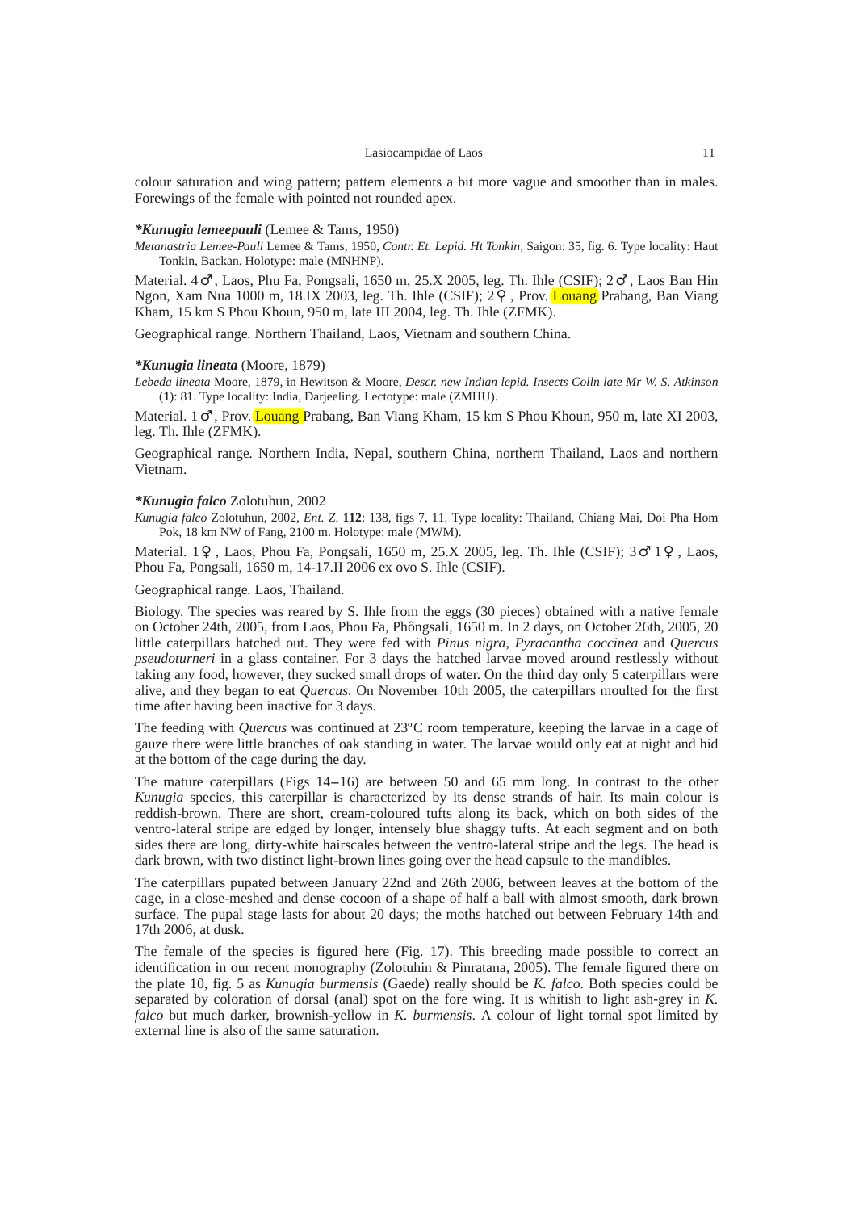colour saturation and wing pattern; pattern elements a bit more vague and smoother than in males. Forewings of the female with pointed not rounded apex.

***Kunugia lemeepauli*** (Lemee & Tams, 1950)

*Metanastria Lemee-Pauli* Lemee & Tams, 1950, *Contr. Et. Lepid. Ht Tonkin*, Saigon: 35, fig. 6. Type locality: Haut Tonkin, Backan. Holotype: male (MNHNP).

Material. 4♂, Laos, Phu Fa, Pongsali, 1650 m, 25.X 2005, leg. Th. Ihle (CSIF); 2♂, Laos Ban Hin Ngon, Xam Nua 1000 m, 18.IX 2003, leg. Th. Ihle (CSIF); 2♀, Prov. Louang Prabang, Ban Viang Kham, 15 km S Phou Khoun, 950 m, late III 2004, leg. Th. Ihle (ZFMK).

Geographical range. Northern Thailand, Laos, Vietnam and southern China.

***Kunugia lineata*** (Moore, 1879)

*Lebeda lineata* Moore, 1879, in Hewitson & Moore, *Descr. new Indian lepid. Insects Colln late Mr W. S. Atkinson* (**1**): 81. Type locality: India, Darjeeling. Lectotype: male (ZMHU).

Material. 1♂, Prov. Louang Prabang, Ban Viang Kham, 15 km S Phou Khoun, 950 m, late XI 2003, leg. Th. Ihle (ZFMK).

Geographical range. Northern India, Nepal, southern China, northern Thailand, Laos and northern Vietnam.

***Kunugia falco*** Zolotuhun, 2002

*Kunugia falco* Zolotuhun, 2002, *Ent. Z.* **112**: 138, figs 7, 11. Type locality: Thailand, Chiang Mai, Doi Pha Hom Pok, 18 km NW of Fang, 2100 m. Holotype: male (MWM).

Material. 1♀, Laos, Phou Fa, Pongsali, 1650 m, 25.X 2005, leg. Th. Ihle (CSIF); 3♂ 1♀, Laos, Phou Fa, Pongsali, 1650 m, 14-17.II 2006 ex ovo S. Ihle (CSIF).

Geographical range. Laos, Thailand.

Biology. The species was reared by S. Ihle from the eggs (30 pieces) obtained with a native female on October 24th, 2005, from Laos, Phou Fa, Phôngsali, 1650 m. In 2 days, on October 26th, 2005, 20 little caterpillars hatched out. They were fed with *Pinus nigra*, *Pyracantha coccinea* and *Quercus pseudoturneri* in a glass container. For 3 days the hatched larvae moved around restlessly without taking any food, however, they sucked small drops of water. On the third day only 5 caterpillars were alive, and they began to eat *Quercus*. On November 10th 2005, the caterpillars moulted for the first time after having been inactive for 3 days.

The feeding with *Quercus* was continued at 23ºC room temperature, keeping the larvae in a cage of gauze there were little branches of oak standing in water. The larvae would only eat at night and hid at the bottom of the cage during the day.

The mature caterpillars (Figs 14–16) are between 50 and 65 mm long. In contrast to the other *Kunugia* species, this caterpillar is characterized by its dense strands of hair. Its main colour is reddish-brown. There are short, cream-coloured tufts along its back, which on both sides of the ventro-lateral stripe are edged by longer, intensely blue shaggy tufts. At each segment and on both sides there are long, dirty-white hairscales between the ventro-lateral stripe and the legs. The head is dark brown, with two distinct light-brown lines going over the head capsule to the mandibles.

The caterpillars pupated between January 22nd and 26th 2006, between leaves at the bottom of the cage, in a close-meshed and dense cocoon of a shape of half a ball with almost smooth, dark brown surface. The pupal stage lasts for about 20 days; the moths hatched out between February 14th and 17th 2006, at dusk.

The female of the species is figured here (Fig. 17). This breeding made possible to correct an identification in our recent monography (Zolotuhin & Pinratana, 2005). The female figured there on the plate 10, fig. 5 as *Kunugia burmensis* (Gaede) really should be *K. falco*. Both species could be separated by coloration of dorsal (anal) spot on the fore wing. It is whitish to light ash-grey in *K. falco* but much darker, brownish-yellow in *K. burmensis*. A colour of light tornal spot limited by external line is also of the same saturation.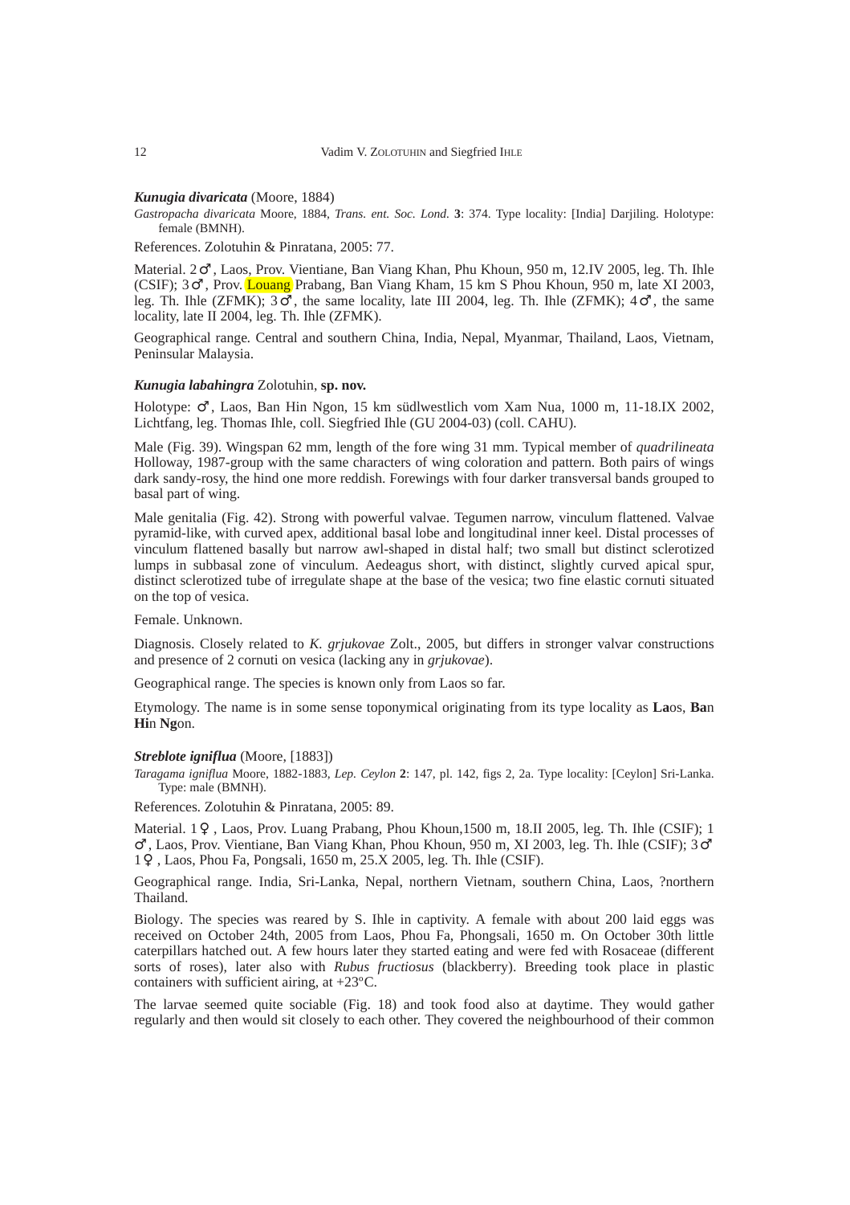***Kunugia divaricata*** (Moore, 1884)

*Gastropacha divaricata* Moore, 1884, *Trans. ent. Soc. Lond.* **3**: 374. Type locality: [India] Darjiling. Holotype: female (BMNH).

References. Zolotuhin & Pinratana, 2005: 77.

Material. 2♂, Laos, Prov. Vientiane, Ban Viang Khan, Phu Khoun, 950 m, 12.IV 2005, leg. Th. Ihle (CSIF); 3♂, Prov. Louang Prabang, Ban Viang Kham, 15 km S Phou Khoun, 950 m, late XI 2003, leg. Th. Ihle (ZFMK); 3♂, the same locality, late III 2004, leg. Th. Ihle (ZFMK); 4♂, the same locality, late II 2004, leg. Th. Ihle (ZFMK).

Geographical range. Central and southern China, India, Nepal, Myanmar, Thailand, Laos, Vietnam, Peninsular Malaysia.

***Kunugia labahingra*** Zolotuhin, **sp. nov.**

Holotype: ♂, Laos, Ban Hin Ngon, 15 km südlwestlich vom Xam Nua, 1000 m, 11-18.IX 2002, Lichtfang, leg. Thomas Ihle, coll. Siegfried Ihle (GU 2004-03) (coll. CAHU).

Male (Fig. 39). Wingspan 62 mm, length of the fore wing 31 mm. Typical member of *quadrilineata* Holloway, 1987-group with the same characters of wing coloration and pattern. Both pairs of wings dark sandy-rosy, the hind one more reddish. Forewings with four darker transversal bands grouped to basal part of wing.

Male genitalia (Fig. 42). Strong with powerful valvae. Tegumen narrow, vinculum flattened. Valvae pyramid-like, with curved apex, additional basal lobe and longitudinal inner keel. Distal processes of vinculum flattened basally but narrow awl-shaped in distal half; two small but distinct sclerotized lumps in subbasal zone of vinculum. Aedeagus short, with distinct, slightly curved apical spur, distinct sclerotized tube of irregulate shape at the base of the vesica; two fine elastic cornuti situated on the top of vesica.

Female. Unknown.

Diagnosis. Closely related to *K. grjukovae* Zolt., 2005, but differs in stronger valvar constructions and presence of 2 cornuti on vesica (lacking any in *grjukovae*).

Geographical range. The species is known only from Laos so far.

Etymology. The name is in some sense toponymical originating from its type locality as **La**os, **Ba**n **Hi**n **Ng**on.

***Streblote igniflua*** (Moore, [1883])

*Taragama igniflua* Moore, 1882-1883, *Lep. Ceylon* **2**: 147, pl. 142, figs 2, 2a. Type locality: [Ceylon] Sri-Lanka. Type: male (BMNH).

References. Zolotuhin & Pinratana, 2005: 89.

Material. 1♀, Laos, Prov. Luang Prabang, Phou Khoun,1500 m, 18.II 2005, leg. Th. Ihle (CSIF); 1♂, Laos, Prov. Vientiane, Ban Viang Khan, Phou Khoun, 950 m, XI 2003, leg. Th. Ihle (CSIF); 3♂ 1♀, Laos, Phou Fa, Pongsali, 1650 m, 25.X 2005, leg. Th. Ihle (CSIF).

Geographical range. India, Sri-Lanka, Nepal, northern Vietnam, southern China, Laos, ?northern Thailand.

Biology. The species was reared by S. Ihle in captivity. A female with about 200 laid eggs was received on October 24th, 2005 from Laos, Phou Fa, Phongsali, 1650 m. On October 30th little caterpillars hatched out. A few hours later they started eating and were fed with Rosaceae (different sorts of roses), later also with *Rubus fructiosus* (blackberry). Breeding took place in plastic containers with sufficient airing, at +23ºC.

The larvae seemed quite sociable (Fig. 18) and took food also at daytime. They would gather regularly and then would sit closely to each other. They covered the neighbourhood of their common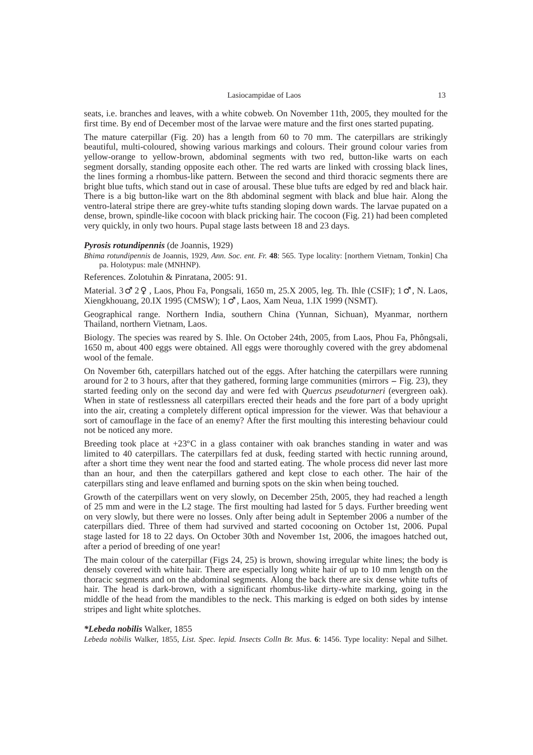seats, i.e. branches and leaves, with a white cobweb. On November 11th, 2005, they moulted for the first time. By end of December most of the larvae were mature and the first ones started pupating.

The mature caterpillar (Fig. 20) has a length from 60 to 70 mm. The caterpillars are strikingly beautiful, multi-coloured, showing various markings and colours. Their ground colour varies from yellow-orange to yellow-brown, abdominal segments with two red, button-like warts on each segment dorsally, standing opposite each other. The red warts are linked with crossing black lines, the lines forming a rhombus-like pattern. Between the second and third thoracic segments there are bright blue tufts, which stand out in case of arousal. These blue tufts are edged by red and black hair. There is a big button-like wart on the 8th abdominal segment with black and blue hair. Along the ventro-lateral stripe there are grey-white tufts standing sloping down wards. The larvae pupated on a dense, brown, spindle-like cocoon with black pricking hair. The cocoon (Fig. 21) had been completed very quickly, in only two hours. Pupal stage lasts between 18 and 23 days.

***Pyrosis rotundipennis*** (de Joannis, 1929)

*Bhima rotundipennis* de Joannis, 1929, *Ann. Soc. ent. Fr.* **48**: 565. Type locality: [northern Vietnam, Tonkin] Cha pa. Holotypus: male (MNHNP).

References. Zolotuhin & Pinratana, 2005: 91.

Material. 3♂ 2♀, Laos, Phou Fa, Pongsali, 1650 m, 25.X 2005, leg. Th. Ihle (CSIF); 1♂, N. Laos, Xiengkhouang, 20.IX 1995 (CMSW); 1♂, Laos, Xam Neua, 1.IX 1999 (NSMT).

Geographical range. Northern India, southern China (Yunnan, Sichuan), Myanmar, northern Thailand, northern Vietnam, Laos.

Biology. The species was reared by S. Ihle. On October 24th, 2005, from Laos, Phou Fa, Phôngsali, 1650 m, about 400 eggs were obtained. All eggs were thoroughly covered with the grey abdomenal wool of the female.

On November 6th, caterpillars hatched out of the eggs. After hatching the caterpillars were running around for 2 to 3 hours, after that they gathered, forming large communities (mirrors – Fig. 23), they started feeding only on the second day and were fed with *Quercus pseudoturneri* (evergreen oak). When in state of restlessness all caterpillars erected their heads and the fore part of a body upright into the air, creating a completely different optical impression for the viewer. Was that behaviour a sort of camouflage in the face of an enemy? After the first moulting this interesting behaviour could not be noticed any more.

Breeding took place at +23ºC in a glass container with oak branches standing in water and was limited to 40 caterpillars. The caterpillars fed at dusk, feeding started with hectic running around, after a short time they went near the food and started eating. The whole process did never last more than an hour, and then the caterpillars gathered and kept close to each other. The hair of the caterpillars sting and leave enflamed and burning spots on the skin when being touched.

Growth of the caterpillars went on very slowly, on December 25th, 2005, they had reached a length of 25 mm and were in the L2 stage. The first moulting had lasted for 5 days. Further breeding went on very slowly, but there were no losses. Only after being adult in September 2006 a number of the caterpillars died. Three of them had survived and started cocooning on October 1st, 2006. Pupal stage lasted for 18 to 22 days. On October 30th and November 1st, 2006, the imagoes hatched out, after a period of breeding of one year!

The main colour of the caterpillar (Figs 24, 25) is brown, showing irregular white lines; the body is densely covered with white hair. There are especially long white hair of up to 10 mm length on the thoracic segments and on the abdominal segments. Along the back there are six dense white tufts of hair. The head is dark-brown, with a significant rhombus-like dirty-white marking, going in the middle of the head from the mandibles to the neck. This marking is edged on both sides by intense stripes and light white splotches.

***\*Lebeda nobilis*** Walker, 1855

*Lebeda nobilis* Walker, 1855, *List. Spec. lepid. Insects Colln Br. Mus.* **6**: 1456. Type locality: Nepal and Silhet.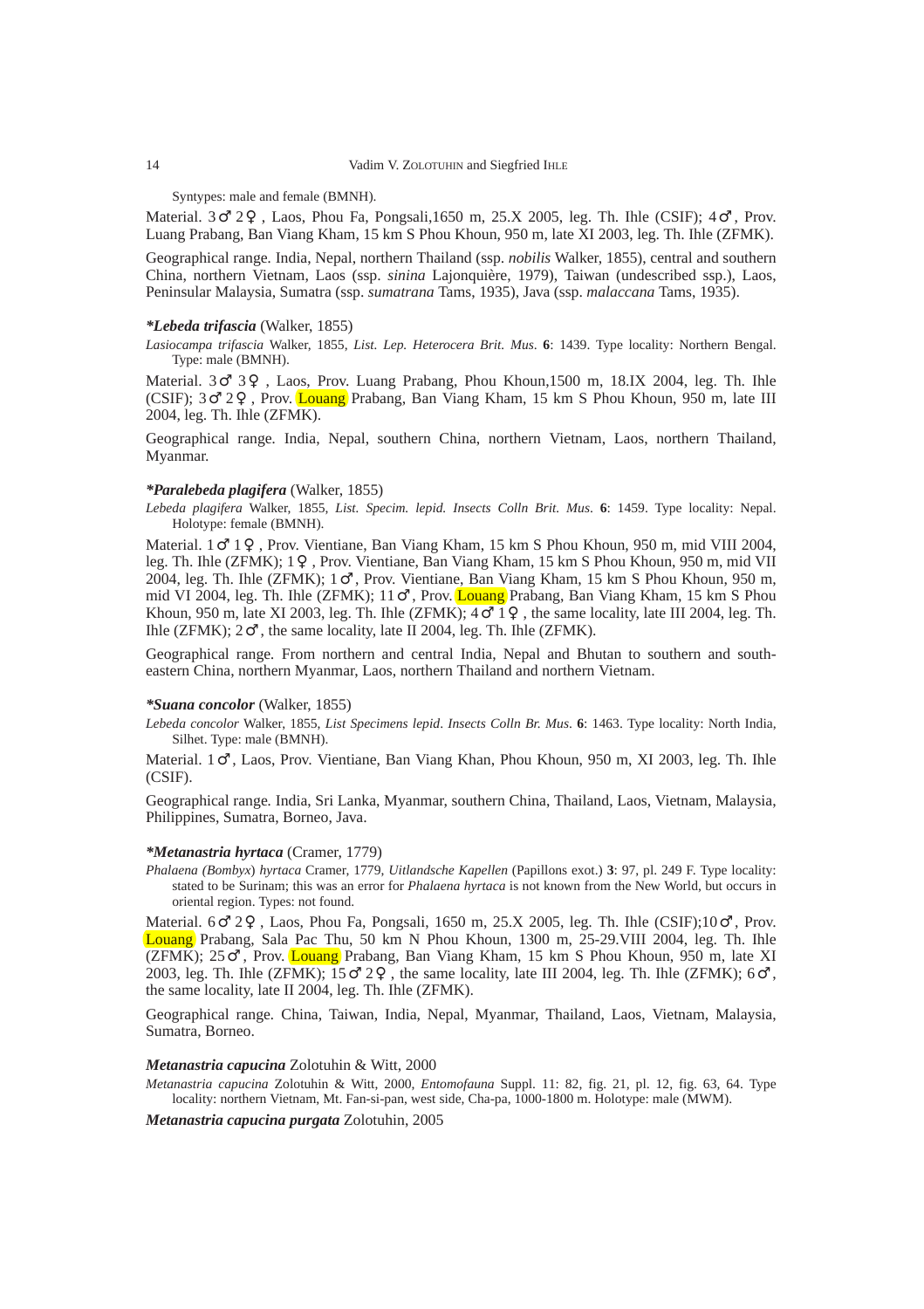Syntypes: male and female (BMNH).

Material. 3♂ 2♀, Laos, Phou Fa, Pongsali,1650 m, 25.X 2005, leg. Th. Ihle (CSIF); 4♂, Prov. Luang Prabang, Ban Viang Kham, 15 km S Phou Khoun, 950 m, late XI 2003, leg. Th. Ihle (ZFMK).

Geographical range. India, Nepal, northern Thailand (ssp. *nobilis* Walker, 1855), central and southern China, northern Vietnam, Laos (ssp. *sinina* Lajonquière, 1979), Taiwan (undescribed ssp.), Laos, Peninsular Malaysia, Sumatra (ssp. *sumatrana* Tams, 1935), Java (ssp. *malaccana* Tams, 1935).

***Lebeda trifascia** (Walker, 1855)

*Lasiocampa trifascia* Walker, 1855, *List. Lep. Heterocera Brit. Mus.* **6**: 1439. Type locality: Northern Bengal. Type: male (BMNH).

Material. 3♂ 3♀, Laos, Prov. Luang Prabang, Phou Khoun,1500 m, 18.IX 2004, leg. Th. Ihle (CSIF); 3♂ 2♀, Prov. Louang Prabang, Ban Viang Kham, 15 km S Phou Khoun, 950 m, late III 2004, leg. Th. Ihle (ZFMK).

Geographical range. India, Nepal, southern China, northern Vietnam, Laos, northern Thailand, Myanmar.

***Paralebeda plagifera** (Walker, 1855)

*Lebeda plagifera* Walker, 1855, *List. Specim. lepid. Insects Colln Brit. Mus.* **6**: 1459. Type locality: Nepal. Holotype: female (BMNH).

Material. 1♂ 1♀, Prov. Vientiane, Ban Viang Kham, 15 km S Phou Khoun, 950 m, mid VIII 2004, leg. Th. Ihle (ZFMK); 1♀, Prov. Vientiane, Ban Viang Kham, 15 km S Phou Khoun, 950 m, mid VII 2004, leg. Th. Ihle (ZFMK); 1♂, Prov. Vientiane, Ban Viang Kham, 15 km S Phou Khoun, 950 m, mid VI 2004, leg. Th. Ihle (ZFMK); 11♂, Prov. Louang Prabang, Ban Viang Kham, 15 km S Phou Khoun, 950 m, late XI 2003, leg. Th. Ihle (ZFMK); 4♂ 1♀, the same locality, late III 2004, leg. Th. Ihle (ZFMK); 2♂, the same locality, late II 2004, leg. Th. Ihle (ZFMK).

Geographical range. From northern and central India, Nepal and Bhutan to southern and south-eastern China, northern Myanmar, Laos, northern Thailand and northern Vietnam.

***Suana concolor** (Walker, 1855)

*Lebeda concolor* Walker, 1855, *List Specimens lepid. Insects Colln Br. Mus.* **6**: 1463. Type locality: North India, Silhet. Type: male (BMNH).

Material. 1♂, Laos, Prov. Vientiane, Ban Viang Khan, Phou Khoun, 950 m, XI 2003, leg. Th. Ihle (CSIF).

Geographical range. India, Sri Lanka, Myanmar, southern China, Thailand, Laos, Vietnam, Malaysia, Philippines, Sumatra, Borneo, Java.

***Metanastria hyrtaca** (Cramer, 1779)

*Phalaena (Bombyx) hyrtaca* Cramer, 1779, *Uitlandsche Kapellen* (Papillons exot.) **3**: 97, pl. 249 F. Type locality: stated to be Surinam; this was an error for *Phalaena hyrtaca* is not known from the New World, but occurs in oriental region. Types: not found.

Material. 6♂ 2♀, Laos, Phou Fa, Pongsali, 1650 m, 25.X 2005, leg. Th. Ihle (CSIF);10♂, Prov. Louang Prabang, Sala Pac Thu, 50 km N Phou Khoun, 1300 m, 25-29.VIII 2004, leg. Th. Ihle (ZFMK); 25♂, Prov. Louang Prabang, Ban Viang Kham, 15 km S Phou Khoun, 950 m, late XI 2003, leg. Th. Ihle (ZFMK); 15♂ 2♀, the same locality, late III 2004, leg. Th. Ihle (ZFMK); 6♂, the same locality, late II 2004, leg. Th. Ihle (ZFMK).

Geographical range. China, Taiwan, India, Nepal, Myanmar, Thailand, Laos, Vietnam, Malaysia, Sumatra, Borneo.

***Metanastria capucina*** Zolotuhin & Witt, 2000

*Metanastria capucina* Zolotuhin & Witt, 2000, *Entomofauna* Suppl. 11: 82, fig. 21, pl. 12, fig. 63, 64. Type locality: northern Vietnam, Mt. Fan-si-pan, west side, Cha-pa, 1000-1800 m. Holotype: male (MWM).

***Metanastria capucina purgata*** Zolotuhin, 2005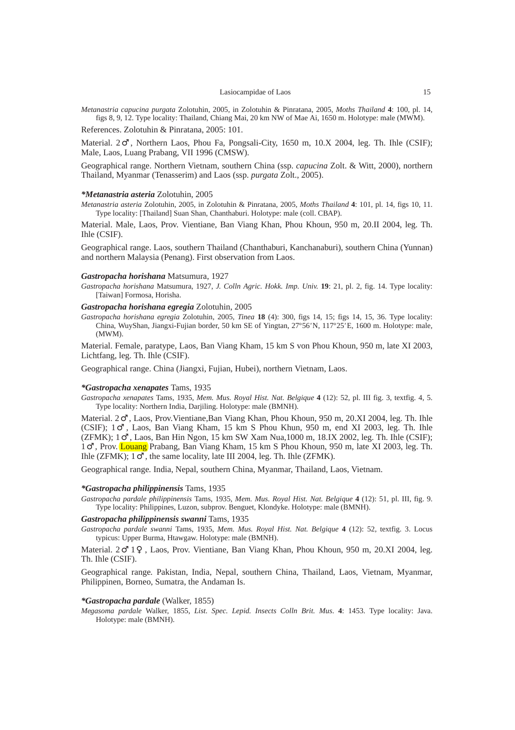*Metanastria capucina purgata* Zolotuhin, 2005, in Zolotuhin & Pinratana, 2005, *Moths Thailand* **4**: 100, pl. 14, figs 8, 9, 12. Type locality: Thailand, Chiang Mai, 20 km NW of Mae Ai, 1650 m. Holotype: male (MWM).

References. Zolotuhin & Pinratana, 2005: 101.

Material. 2♂, Northern Laos, Phou Fa, Pongsali-City, 1650 m, 10.X 2004, leg. Th. Ihle (CSIF); Male, Laos, Luang Prabang, VII 1996 (CMSW).

Geographical range. Northern Vietnam, southern China (ssp. *capucina* Zolt. & Witt, 2000), northern Thailand, Myanmar (Tenasserim) and Laos (ssp. *purgata* Zolt., 2005).

***Metanastria asteria*** **Zolotuhin, 2005**

*Metanastria asteria* Zolotuhin, 2005, in Zolotuhin & Pinratana, 2005, *Moths Thailand* **4**: 101, pl. 14, figs 10, 11. Type locality: [Thailand] Suan Shan, Chanthaburi. Holotype: male (coll. CBAP).

Material. Male, Laos, Prov. Vientiane, Ban Viang Khan, Phou Khoun, 950 m, 20.II 2004, leg. Th. Ihle (CSIF).

Geographical range. Laos, southern Thailand (Chanthaburi, Kanchanaburi), southern China (Yunnan) and northern Malaysia (Penang). First observation from Laos.

***Gastropacha horishana*** **Matsumura, 1927**

*Gastropacha horishana* Matsumura, 1927, *J. Colln Agric. Hokk. Imp. Univ.* **19**: 21, pl. 2, fig. 14. Type locality: [Taiwan] Formosa, Horisha.

***Gastropacha horishana egregia*** **Zolotuhin, 2005**

*Gastropacha horishana egregia* Zolotuhin, 2005, *Tinea* **18** (4): 300, figs 14, 15; figs 14, 15, 36. Type locality: China, WuyShan, Jiangxi-Fujian border, 50 km SE of Yingtan, 27°56′N, 117°25′E, 1600 m. Holotype: male, (MWM).

Material. Female, paratype, Laos, Ban Viang Kham, 15 km S von Phou Khoun, 950 m, late XI 2003, Lichtfang, leg. Th. Ihle (CSIF).

Geographical range. China (Jiangxi, Fujian, Hubei), northern Vietnam, Laos.

***\*Gastropacha xenapates*** **Tams, 1935**

*Gastropacha xenapates* Tams, 1935, *Mem. Mus. Royal Hist. Nat. Belgique* **4** (12): 52, pl. III fig. 3, textfig. 4, 5. Type locality: Northern India, Darjiling. Holotype: male (BMNH).

Material. 2♂, Laos, Prov.Vientiane,Ban Viang Khan, Phou Khoun, 950 m, 20.XI 2004, leg. Th. Ihle (CSIF); 1♂, Laos, Ban Viang Kham, 15 km S Phou Khun, 950 m, end XI 2003, leg. Th. Ihle (ZFMK); 1♂, Laos, Ban Hin Ngon, 15 km SW Xam Nua,1000 m, 18.IX 2002, leg. Th. Ihle (CSIF); 1♂, Prov. Louang Prabang, Ban Viang Kham, 15 km S Phou Khoun, 950 m, late XI 2003, leg. Th. Ihle (ZFMK); 1♂, the same locality, late III 2004, leg. Th. Ihle (ZFMK).

Geographical range. India, Nepal, southern China, Myanmar, Thailand, Laos, Vietnam.

***\*Gastropacha philippinensis*** **Tams, 1935**

*Gastropacha pardale philippinensis* Tams, 1935, *Mem. Mus. Royal Hist. Nat. Belgique* **4** (12): 51, pl. III, fig. 9. Type locality: Philippines, Luzon, subprov. Benguet, Klondyke. Holotype: male (BMNH).

***Gastropacha philippinensis swanni*** **Tams, 1935**

*Gastropacha pardale swanni* Tams, 1935, *Mem. Mus. Royal Hist. Nat. Belgique* **4** (12): 52, textfig. 3. Locus typicus: Upper Burma, Htawgaw. Holotype: male (BMNH).

Material. 2♂ 1♀, Laos, Prov. Vientiane, Ban Viang Khan, Phou Khoun, 950 m, 20.XI 2004, leg. Th. Ihle (CSIF).

Geographical range. Pakistan, India, Nepal, southern China, Thailand, Laos, Vietnam, Myanmar, Philippinen, Borneo, Sumatra, the Andaman Is.

***\*Gastropacha pardale*** **(Walker, 1855)**

*Megasoma pardale* Walker, 1855, *List. Spec. Lepid. Insects Colln Brit. Mus.* **4**: 1453. Type locality: Java. Holotype: male (BMNH).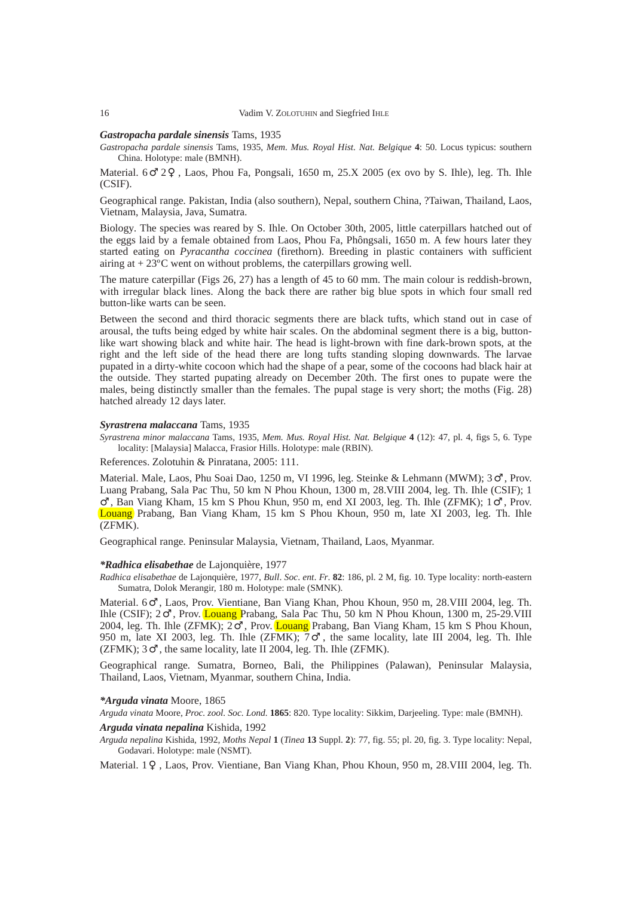***Gastropacha pardale sinensis*** Tams, 1935

*Gastropacha pardale sinensis* Tams, 1935, *Mem. Mus. Royal Hist. Nat. Belgique* **4**: 50. Locus typicus: southern China. Holotype: male (BMNH).

Material. 6♂ 2♀, Laos, Phou Fa, Pongsali, 1650 m, 25.X 2005 (ex ovo by S. Ihle), leg. Th. Ihle (CSIF).

Geographical range. Pakistan, India (also southern), Nepal, southern China, ?Taiwan, Thailand, Laos, Vietnam, Malaysia, Java, Sumatra.

Biology. The species was reared by S. Ihle. On October 30th, 2005, little caterpillars hatched out of the eggs laid by a female obtained from Laos, Phou Fa, Phôngsali, 1650 m. A few hours later they started eating on *Pyracantha coccinea* (firethorn). Breeding in plastic containers with sufficient airing at + 23ºC went on without problems, the caterpillars growing well.

The mature caterpillar (Figs 26, 27) has a length of 45 to 60 mm. The main colour is reddish-brown, with irregular black lines. Along the back there are rather big blue spots in which four small red button-like warts can be seen.

Between the second and third thoracic segments there are black tufts, which stand out in case of arousal, the tufts being edged by white hair scales. On the abdominal segment there is a big, button-like wart showing black and white hair. The head is light-brown with fine dark-brown spots, at the right and the left side of the head there are long tufts standing sloping downwards. The larvae pupated in a dirty-white cocoon which had the shape of a pear, some of the cocoons had black hair at the outside. They started pupating already on December 20th. The first ones to pupate were the males, being distinctly smaller than the females. The pupal stage is very short; the moths (Fig. 28) hatched already 12 days later.

***Syrastrena malaccana*** Tams, 1935

*Syrastrena minor malaccana* Tams, 1935, *Mem. Mus. Royal Hist. Nat. Belgique* **4** (12): 47, pl. 4, figs 5, 6. Type locality: [Malaysia] Malacca, Frasior Hills. Holotype: male (RBIN).

References. Zolotuhin & Pinratana, 2005: 111.

Material. Male, Laos, Phu Soai Dao, 1250 m, VI 1996, leg. Steinke & Lehmann (MWM); 3♂, Prov. Luang Prabang, Sala Pac Thu, 50 km N Phou Khoun, 1300 m, 28.VIII 2004, leg. Th. Ihle (CSIF); 1♂, Ban Viang Kham, 15 km S Phou Khun, 950 m, end XI 2003, leg. Th. Ihle (ZFMK); 1♂, Prov. Louang Prabang, Ban Viang Kham, 15 km S Phou Khoun, 950 m, late XI 2003, leg. Th. Ihle (ZFMK).

Geographical range. Peninsular Malaysia, Vietnam, Thailand, Laos, Myanmar.

***\*Radhica elisabethae*** de Lajonquière, 1977

*Radhica elisabethae* de Lajonquière, 1977, *Bull. Soc. ent. Fr.* **82**: 186, pl. 2 M, fig. 10. Type locality: north-eastern Sumatra, Dolok Merangir, 180 m. Holotype: male (SMNK).

Material. 6♂, Laos, Prov. Vientiane, Ban Viang Khan, Phou Khoun, 950 m, 28.VIII 2004, leg. Th. Ihle (CSIF); 2♂, Prov. Louang Prabang, Sala Pac Thu, 50 km N Phou Khoun, 1300 m, 25-29.VIII 2004, leg. Th. Ihle (ZFMK); 2♂, Prov. Louang Prabang, Ban Viang Kham, 15 km S Phou Khoun, 950 m, late XI 2003, leg. Th. Ihle (ZFMK); 7♂, the same locality, late III 2004, leg. Th. Ihle (ZFMK); 3♂, the same locality, late II 2004, leg. Th. Ihle (ZFMK).

Geographical range. Sumatra, Borneo, Bali, the Philippines (Palawan), Peninsular Malaysia, Thailand, Laos, Vietnam, Myanmar, southern China, India.

***\*Arguda vinata*** Moore, 1865

*Arguda vinata* Moore, *Proc. zool. Soc. Lond.* **1865**: 820. Type locality: Sikkim, Darjeeling. Type: male (BMNH).

***Arguda vinata nepalina*** Kishida, 1992

*Arguda nepalina* Kishida, 1992, *Moths Nepal* **1** (*Tinea* **13** Suppl. **2**): 77, fig. 55; pl. 20, fig. 3. Type locality: Nepal, Godavari. Holotype: male (NSMT).

Material. 1♀, Laos, Prov. Vientiane, Ban Viang Khan, Phou Khoun, 950 m, 28.VIII 2004, leg. Th.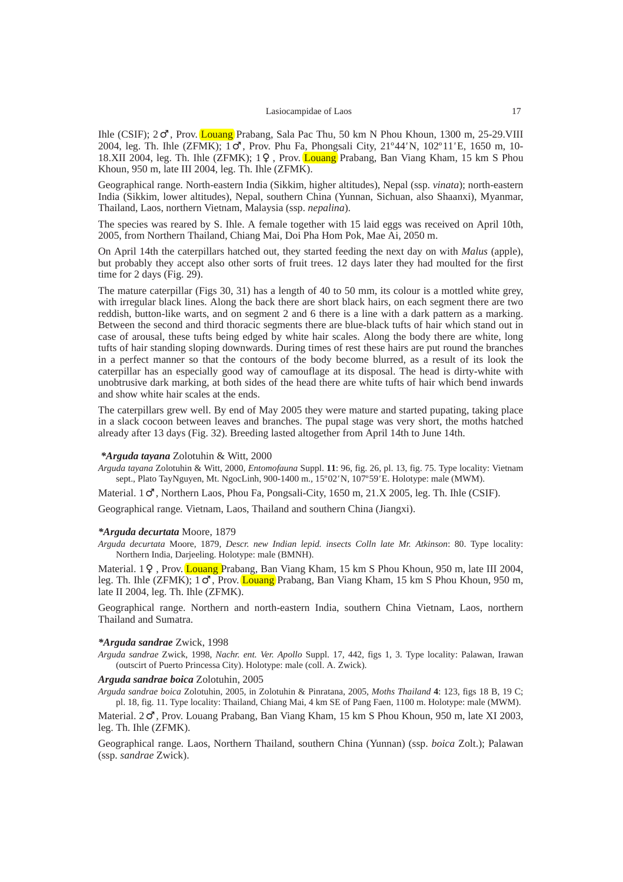Ihle (CSIF); 2♂, Prov. Louang Prabang, Sala Pac Thu, 50 km N Phou Khoun, 1300 m, 25-29.VIII 2004, leg. Th. Ihle (ZFMK); 1♂, Prov. Phu Fa, Phongsali City, 21º44′N, 102º11′E, 1650 m, 10-18.XII 2004, leg. Th. Ihle (ZFMK); 1♀, Prov. Louang Prabang, Ban Viang Kham, 15 km S Phou Khoun, 950 m, late III 2004, leg. Th. Ihle (ZFMK).

Geographical range. North-eastern India (Sikkim, higher altitudes), Nepal (ssp. *vinata*); north-eastern India (Sikkim, lower altitudes), Nepal, southern China (Yunnan, Sichuan, also Shaanxi), Myanmar, Thailand, Laos, northern Vietnam, Malaysia (ssp. *nepalina*).

The species was reared by S. Ihle. A female together with 15 laid eggs was received on April 10th, 2005, from Northern Thailand, Chiang Mai, Doi Pha Hom Pok, Mae Ai, 2050 m.

On April 14th the caterpillars hatched out, they started feeding the next day on with *Malus* (apple), but probably they accept also other sorts of fruit trees. 12 days later they had moulted for the first time for 2 days (Fig. 29).

The mature caterpillar (Figs 30, 31) has a length of 40 to 50 mm, its colour is a mottled white grey, with irregular black lines. Along the back there are short black hairs, on each segment there are two reddish, button-like warts, and on segment 2 and 6 there is a line with a dark pattern as a marking. Between the second and third thoracic segments there are blue-black tufts of hair which stand out in case of arousal, these tufts being edged by white hair scales. Along the body there are white, long tufts of hair standing sloping downwards. During times of rest these hairs are put round the branches in a perfect manner so that the contours of the body become blurred, as a result of its look the caterpillar has an especially good way of camouflage at its disposal. The head is dirty-white with unobtrusive dark marking, at both sides of the head there are white tufts of hair which bend inwards and show white hair scales at the ends.

The caterpillars grew well. By end of May 2005 they were mature and started pupating, taking place in a slack cocoon between leaves and branches. The pupal stage was very short, the moths hatched already after 13 days (Fig. 32). Breeding lasted altogether from April 14th to June 14th.

***Arguda tayana*** Zolotuhin & Witt, 2000

*Arguda tayana* Zolotuhin & Witt, 2000, *Entomofauna* Suppl. **11**: 96, fig. 26, pl. 13, fig. 75. Type locality: Vietnam sept., Plato TayNguyen, Mt. NgocLinh, 900-1400 m., 15º02′N, 107º59′E. Holotype: male (MWM).

Material. 1♂, Northern Laos, Phou Fa, Pongsali-City, 1650 m, 21.X 2005, leg. Th. Ihle (CSIF).

Geographical range. Vietnam, Laos, Thailand and southern China (Jiangxi).

***Arguda decurtata*** Moore, 1879

*Arguda decurtata* Moore, 1879, *Descr. new Indian lepid. insects Colln late Mr. Atkinson*: 80. Type locality: Northern India, Darjeeling. Holotype: male (BMNH).

Material. 1♀, Prov. Louang Prabang, Ban Viang Kham, 15 km S Phou Khoun, 950 m, late III 2004, leg. Th. Ihle (ZFMK); 1♂, Prov. Louang Prabang, Ban Viang Kham, 15 km S Phou Khoun, 950 m, late II 2004, leg. Th. Ihle (ZFMK).

Geographical range. Northern and north-eastern India, southern China Vietnam, Laos, northern Thailand and Sumatra.

***Arguda sandrae*** Zwick, 1998

*Arguda sandrae* Zwick, 1998, *Nachr. ent. Ver. Apollo* Suppl. 17, 442, figs 1, 3. Type locality: Palawan, Irawan (outscirt of Puerto Princessa City). Holotype: male (coll. A. Zwick).

***Arguda sandrae boica*** Zolotuhin, 2005

*Arguda sandrae boica* Zolotuhin, 2005, in Zolotuhin & Pinratana, 2005, *Moths Thailand* **4**: 123, figs 18 B, 19 C; pl. 18, fig. 11. Type locality: Thailand, Chiang Mai, 4 km SE of Pang Faen, 1100 m. Holotype: male (MWM).

Material. 2♂, Prov. Louang Prabang, Ban Viang Kham, 15 km S Phou Khoun, 950 m, late XI 2003, leg. Th. Ihle (ZFMK).

Geographical range. Laos, Northern Thailand, southern China (Yunnan) (ssp. *boica* Zolt.); Palawan (ssp. *sandrae* Zwick).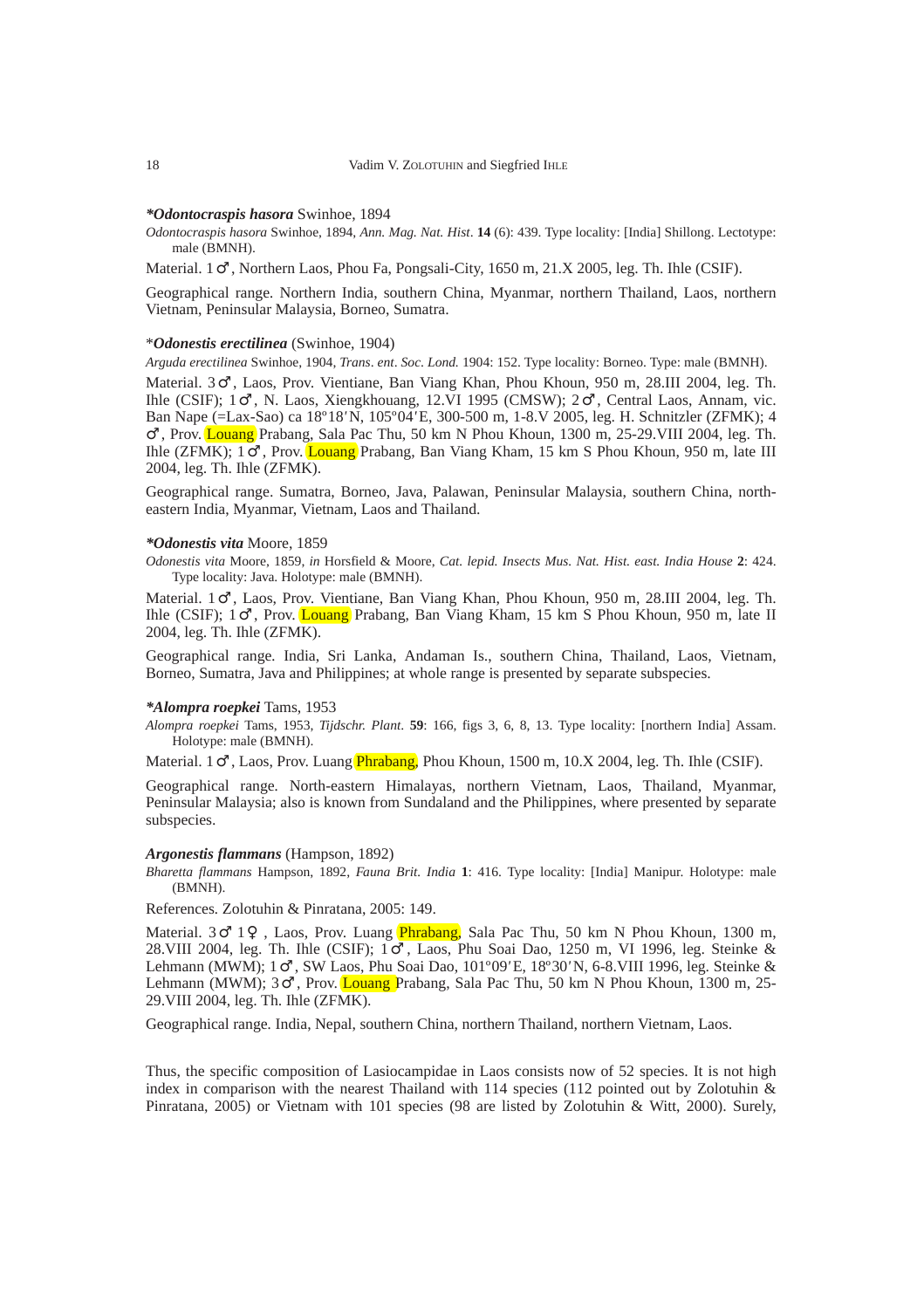***Odontocraspis hasora*** Swinhoe, 1894

*Odontocraspis hasora* Swinhoe, 1894, *Ann. Mag. Nat. Hist*. **14** (6): 439. Type locality: [India] Shillong. Lectotype: male (BMNH).

Material. 1♂, Northern Laos, Phou Fa, Pongsali-City, 1650 m, 21.X 2005, leg. Th. Ihle (CSIF).

Geographical range. Northern India, southern China, Myanmar, northern Thailand, Laos, northern Vietnam, Peninsular Malaysia, Borneo, Sumatra.

\****Odonestis erectilinea*** (Swinhoe, 1904)

*Arguda erectilinea* Swinhoe, 1904, *Trans. ent. Soc. Lond.* 1904: 152. Type locality: Borneo. Type: male (BMNH).

Material. 3♂, Laos, Prov. Vientiane, Ban Viang Khan, Phou Khoun, 950 m, 28.III 2004, leg. Th. Ihle (CSIF); 1♂, N. Laos, Xiengkhouang, 12.VI 1995 (CMSW); 2♂, Central Laos, Annam, vic. Ban Nape (=Lax-Sao) ca 18º18′N, 105º04′E, 300-500 m, 1-8.V 2005, leg. H. Schnitzler (ZFMK); 4♂, Prov. Louang Prabang, Sala Pac Thu, 50 km N Phou Khoun, 1300 m, 25-29.VIII 2004, leg. Th. Ihle (ZFMK); 1♂, Prov. Louang Prabang, Ban Viang Kham, 15 km S Phou Khoun, 950 m, late III 2004, leg. Th. Ihle (ZFMK).

Geographical range. Sumatra, Borneo, Java, Palawan, Peninsular Malaysia, southern China, north-eastern India, Myanmar, Vietnam, Laos and Thailand.

***\*Odonestis vita*** Moore, 1859

*Odonestis vita* Moore, 1859, *in* Horsfield & Moore, *Cat. lepid. Insects Mus. Nat. Hist. east. India House* **2**: 424. Type locality: Java. Holotype: male (BMNH).

Material. 1♂, Laos, Prov. Vientiane, Ban Viang Khan, Phou Khoun, 950 m, 28.III 2004, leg. Th. Ihle (CSIF); 1♂, Prov. Louang Prabang, Ban Viang Kham, 15 km S Phou Khoun, 950 m, late II 2004, leg. Th. Ihle (ZFMK).

Geographical range. India, Sri Lanka, Andaman Is., southern China, Thailand, Laos, Vietnam, Borneo, Sumatra, Java and Philippines; at whole range is presented by separate subspecies.

***\*Alompra roepkei*** Tams, 1953

*Alompra roepkei* Tams, 1953, *Tijdschr. Plant*. **59**: 166, figs 3, 6, 8, 13. Type locality: [northern India] Assam. Holotype: male (BMNH).

Material. 1♂, Laos, Prov. Luang Phrabang, Phou Khoun, 1500 m, 10.X 2004, leg. Th. Ihle (CSIF).

Geographical range. North-eastern Himalayas, northern Vietnam, Laos, Thailand, Myanmar, Peninsular Malaysia; also is known from Sundaland and the Philippines, where presented by separate subspecies.

***Argonestis flammans*** (Hampson, 1892)

*Bharetta flammans* Hampson, 1892, *Fauna Brit. India* **1**: 416. Type locality: [India] Manipur. Holotype: male (BMNH).

References. Zolotuhin & Pinratana, 2005: 149.

Material. 3♂ 1♀, Laos, Prov. Luang Phrabang, Sala Pac Thu, 50 km N Phou Khoun, 1300 m, 28.VIII 2004, leg. Th. Ihle (CSIF); 1♂, Laos, Phu Soai Dao, 1250 m, VI 1996, leg. Steinke & Lehmann (MWM); 1♂, SW Laos, Phu Soai Dao, 101º09′E, 18º30′N, 6-8.VIII 1996, leg. Steinke & Lehmann (MWM); 3♂, Prov. Louang Prabang, Sala Pac Thu, 50 km N Phou Khoun, 1300 m, 25-29.VIII 2004, leg. Th. Ihle (ZFMK).

Geographical range. India, Nepal, southern China, northern Thailand, northern Vietnam, Laos.

Thus, the specific composition of Lasiocampidae in Laos consists now of 52 species. It is not high index in comparison with the nearest Thailand with 114 species (112 pointed out by Zolotuhin & Pinratana, 2005) or Vietnam with 101 species (98 are listed by Zolotuhin & Witt, 2000). Surely,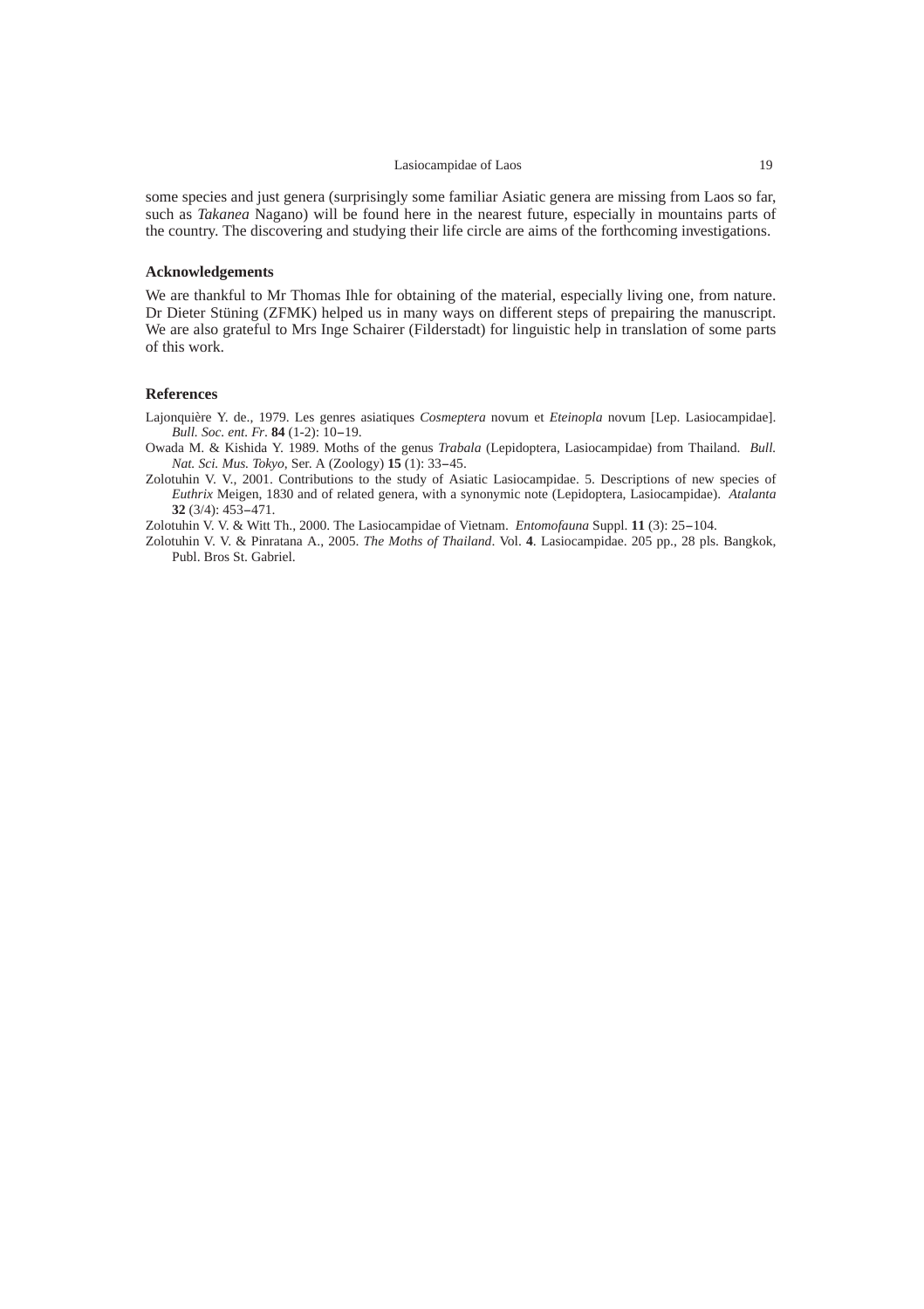some species and just genera (surprisingly some familiar Asiatic genera are missing from Laos so far, such as *Takanea* Nagano) will be found here in the nearest future, especially in mountains parts of the country. The discovering and studying their life circle are aims of the forthcoming investigations.

## Acknowledgements

We are thankful to Mr Thomas Ihle for obtaining of the material, especially living one, from nature. Dr Dieter Stüning (ZFMK) helped us in many ways on different steps of prepairing the manuscript. We are also grateful to Mrs Inge Schairer (Filderstadt) for linguistic help in translation of some parts of this work.

## References

Lajonquière Y. de., 1979. Les genres asiatiques *Cosmeptera* novum et *Eteinopla* novum [Lep. Lasiocampidae]. *Bull. Soc. ent. Fr.* **84** (1-2): 10–19.

Owada M. & Kishida Y. 1989. Moths of the genus *Trabala* (Lepidoptera, Lasiocampidae) from Thailand. *Bull. Nat. Sci. Mus. Tokyo*, Ser. A (Zoology) **15** (1): 33–45.

Zolotuhin V. V., 2001. Contributions to the study of Asiatic Lasiocampidae. 5. Descriptions of new species of *Euthrix* Meigen, 1830 and of related genera, with a synonymic note (Lepidoptera, Lasiocampidae). *Atalanta* **32** (3/4): 453–471.

Zolotuhin V. V. & Witt Th., 2000. The Lasiocampidae of Vietnam. *Entomofauna* Suppl. **11** (3): 25–104.

Zolotuhin V. V. & Pinratana A., 2005. *The Moths of Thailand*. Vol. **4**. Lasiocampidae. 205 pp., 28 pls. Bangkok, Publ. Bros St. Gabriel.